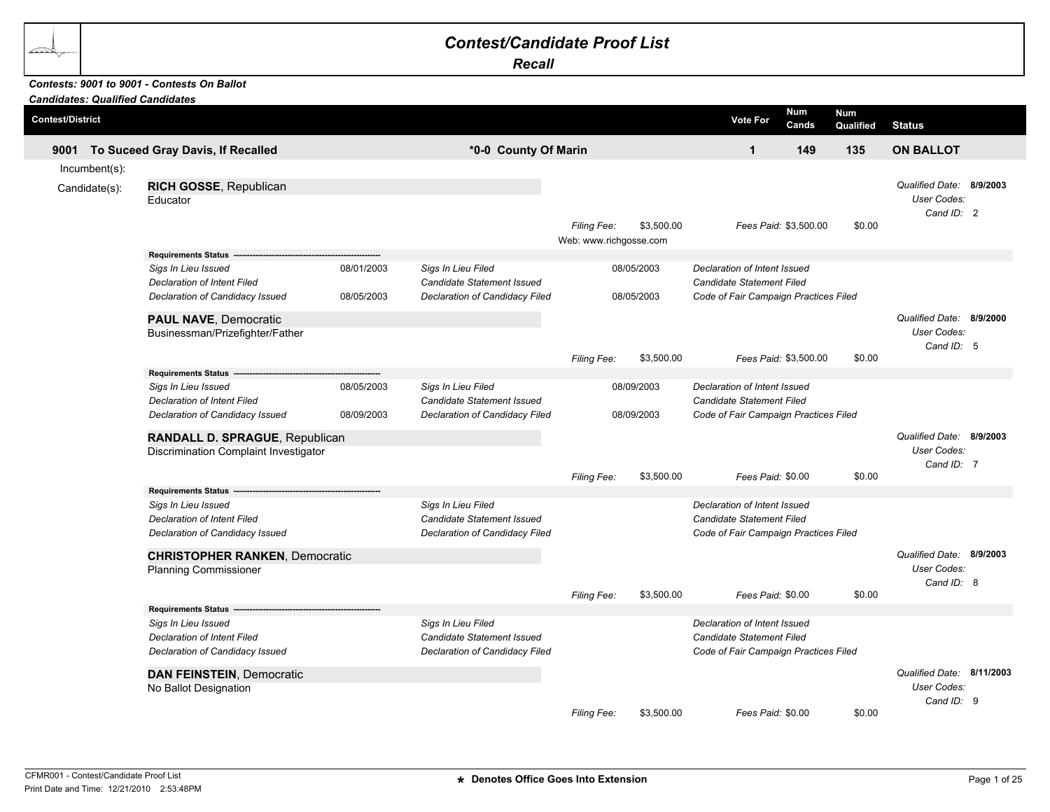# Contest/Candidate Proof List

## Recall

***Contests: 9001 to 9001 - Contests On Ballot***
***Candidates: Qualified Candidates***

| Contest/District | | Vote For | Num Cands | Num Qualified | Status |
|---|---|---|---|---|---|
| **9001 To Suceed Gray Davis, If Recalled** | ***0-0 County Of Marin** | **1** | **149** | **135** | **ON BALLOT** |

Incumbent(s):

Candidate(s):

**RICH GOSSE**, Republican
Educator

*Qualified Date:* **8/9/2003**
*User Codes:*
*Cand ID:* 2

*Filing Fee:* $3,500.00 — *Fees Paid:* $3,500.00 — $0.00
Web: www.richgosse.com

**Requirements Status**

| | | | | |
|---|---|---|---|---|
| *Sigs In Lieu Issued* | 08/01/2003 | *Sigs In Lieu Filed* | 08/05/2003 | *Declaration of Intent Issued* |
| *Declaration of Intent Filed* | | *Candidate Statement Issued* | | *Candidate Statement Filed* |
| *Declaration of Candidacy Issued* | 08/05/2003 | *Declaration of Candidacy Filed* | 08/05/2003 | *Code of Fair Campaign Practices Filed* |

**PAUL NAVE**, Democratic
Businessman/Prizefighter/Father

*Qualified Date:* **8/9/2000**
*User Codes:*
*Cand ID:* 5

*Filing Fee:* $3,500.00 — *Fees Paid:* $3,500.00 — $0.00

**Requirements Status**

| | | | | |
|---|---|---|---|---|
| *Sigs In Lieu Issued* | 08/05/2003 | *Sigs In Lieu Filed* | 08/09/2003 | *Declaration of Intent Issued* |
| *Declaration of Intent Filed* | | *Candidate Statement Issued* | | *Candidate Statement Filed* |
| *Declaration of Candidacy Issued* | 08/09/2003 | *Declaration of Candidacy Filed* | 08/09/2003 | *Code of Fair Campaign Practices Filed* |

**RANDALL D. SPRAGUE**, Republican
Discrimination Complaint Investigator

*Qualified Date:* **8/9/2003**
*User Codes:*
*Cand ID:* 7

*Filing Fee:* $3,500.00 — *Fees Paid:* $0.00 — $0.00

**Requirements Status**

| | | | | |
|---|---|---|---|---|
| *Sigs In Lieu Issued* | | *Sigs In Lieu Filed* | | *Declaration of Intent Issued* |
| *Declaration of Intent Filed* | | *Candidate Statement Issued* | | *Candidate Statement Filed* |
| *Declaration of Candidacy Issued* | | *Declaration of Candidacy Filed* | | *Code of Fair Campaign Practices Filed* |

**CHRISTOPHER RANKEN**, Democratic
Planning Commissioner

*Qualified Date:* **8/9/2003**
*User Codes:*
*Cand ID:* 8

*Filing Fee:* $3,500.00 — *Fees Paid:* $0.00 — $0.00

**Requirements Status**

| | | | | |
|---|---|---|---|---|
| *Sigs In Lieu Issued* | | *Sigs In Lieu Filed* | | *Declaration of Intent Issued* |
| *Declaration of Intent Filed* | | *Candidate Statement Issued* | | *Candidate Statement Filed* |
| *Declaration of Candidacy Issued* | | *Declaration of Candidacy Filed* | | *Code of Fair Campaign Practices Filed* |

**DAN FEINSTEIN**, Democratic
No Ballot Designation

*Qualified Date:* **8/11/2003**
*User Codes:*
*Cand ID:* 9

*Filing Fee:* $3,500.00 — *Fees Paid:* $0.00 — $0.00

CFMR001 - Contest/Candidate Proof List
Print Date and Time: 12/21/2010 2:53:48PM

**\* Denotes Office Goes Into Extension**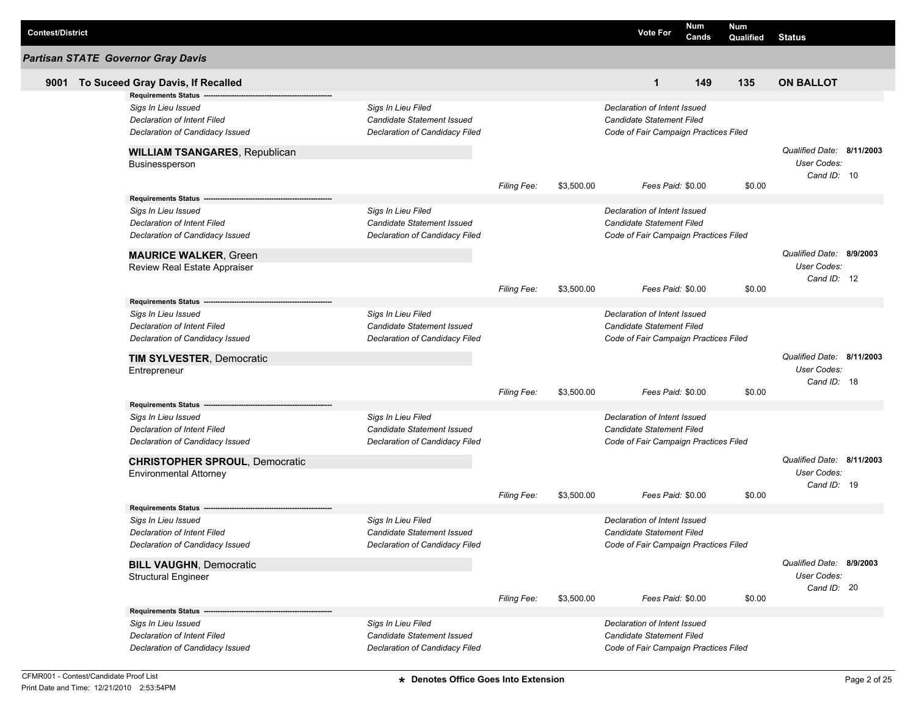| Contest/District | Vote For | Num Cands | Num Qualified | Status |
| --- | --- | --- | --- | --- |

## Partisan STATE Governor Gray Davis

| Contest/District | Vote For | Num Cands | Num Qualified | Status |
| --- | --- | --- | --- | --- |
| 9001 To Suceed Gray Davis, If Recalled | 1 | 149 | 135 | ON BALLOT |

**Requirements Status** ---------------------------------------------------------

*Sigs In Lieu Issued* | *Sigs In Lieu Filed* | *Declaration of Intent Issued*
*Declaration of Intent Filed* | *Candidate Statement Issued* | *Candidate Statement Filed*
*Declaration of Candidacy Issued* | *Declaration of Candidacy Filed* | *Code of Fair Campaign Practices Filed*

**WILLIAM TSANGARES**, Republican
Businessperson

*Qualified Date:* **8/11/2003**
*User Codes:*
*Cand ID:* 10

*Filing Fee:* $3,500.00 *Fees Paid:* $0.00 $0.00

**Requirements Status** ---------------------------------------------------------

*Sigs In Lieu Issued* | *Sigs In Lieu Filed* | *Declaration of Intent Issued*
*Declaration of Intent Filed* | *Candidate Statement Issued* | *Candidate Statement Filed*
*Declaration of Candidacy Issued* | *Declaration of Candidacy Filed* | *Code of Fair Campaign Practices Filed*

**MAURICE WALKER**, Green
Review Real Estate Appraiser

*Qualified Date:* **8/9/2003**
*User Codes:*
*Cand ID:* 12

*Filing Fee:* $3,500.00 *Fees Paid:* $0.00 $0.00

**Requirements Status** ---------------------------------------------------------

*Sigs In Lieu Issued* | *Sigs In Lieu Filed* | *Declaration of Intent Issued*
*Declaration of Intent Filed* | *Candidate Statement Issued* | *Candidate Statement Filed*
*Declaration of Candidacy Issued* | *Declaration of Candidacy Filed* | *Code of Fair Campaign Practices Filed*

**TIM SYLVESTER**, Democratic
Entrepreneur

*Qualified Date:* **8/11/2003**
*User Codes:*
*Cand ID:* 18

*Filing Fee:* $3,500.00 *Fees Paid:* $0.00 $0.00

**Requirements Status** ---------------------------------------------------------

*Sigs In Lieu Issued* | *Sigs In Lieu Filed* | *Declaration of Intent Issued*
*Declaration of Intent Filed* | *Candidate Statement Issued* | *Candidate Statement Filed*
*Declaration of Candidacy Issued* | *Declaration of Candidacy Filed* | *Code of Fair Campaign Practices Filed*

**CHRISTOPHER SPROUL**, Democratic
Environmental Attorney

*Qualified Date:* **8/11/2003**
*User Codes:*
*Cand ID:* 19

*Filing Fee:* $3,500.00 *Fees Paid:* $0.00 $0.00

**Requirements Status** ---------------------------------------------------------

*Sigs In Lieu Issued* | *Sigs In Lieu Filed* | *Declaration of Intent Issued*
*Declaration of Intent Filed* | *Candidate Statement Issued* | *Candidate Statement Filed*
*Declaration of Candidacy Issued* | *Declaration of Candidacy Filed* | *Code of Fair Campaign Practices Filed*

**BILL VAUGHN**, Democratic
Structural Engineer

*Qualified Date:* **8/9/2003**
*User Codes:*
*Cand ID:* 20

*Filing Fee:* $3,500.00 *Fees Paid:* $0.00 $0.00

**Requirements Status** ---------------------------------------------------------

*Sigs In Lieu Issued* | *Sigs In Lieu Filed* | *Declaration of Intent Issued*
*Declaration of Intent Filed* | *Candidate Statement Issued* | *Candidate Statement Filed*
*Declaration of Candidacy Issued* | *Declaration of Candidacy Filed* | *Code of Fair Campaign Practices Filed*

CFMR001 - Contest/Candidate Proof List
Print Date and Time: 12/21/2010 2:53:54PM

* **Denotes Office Goes Into Extension**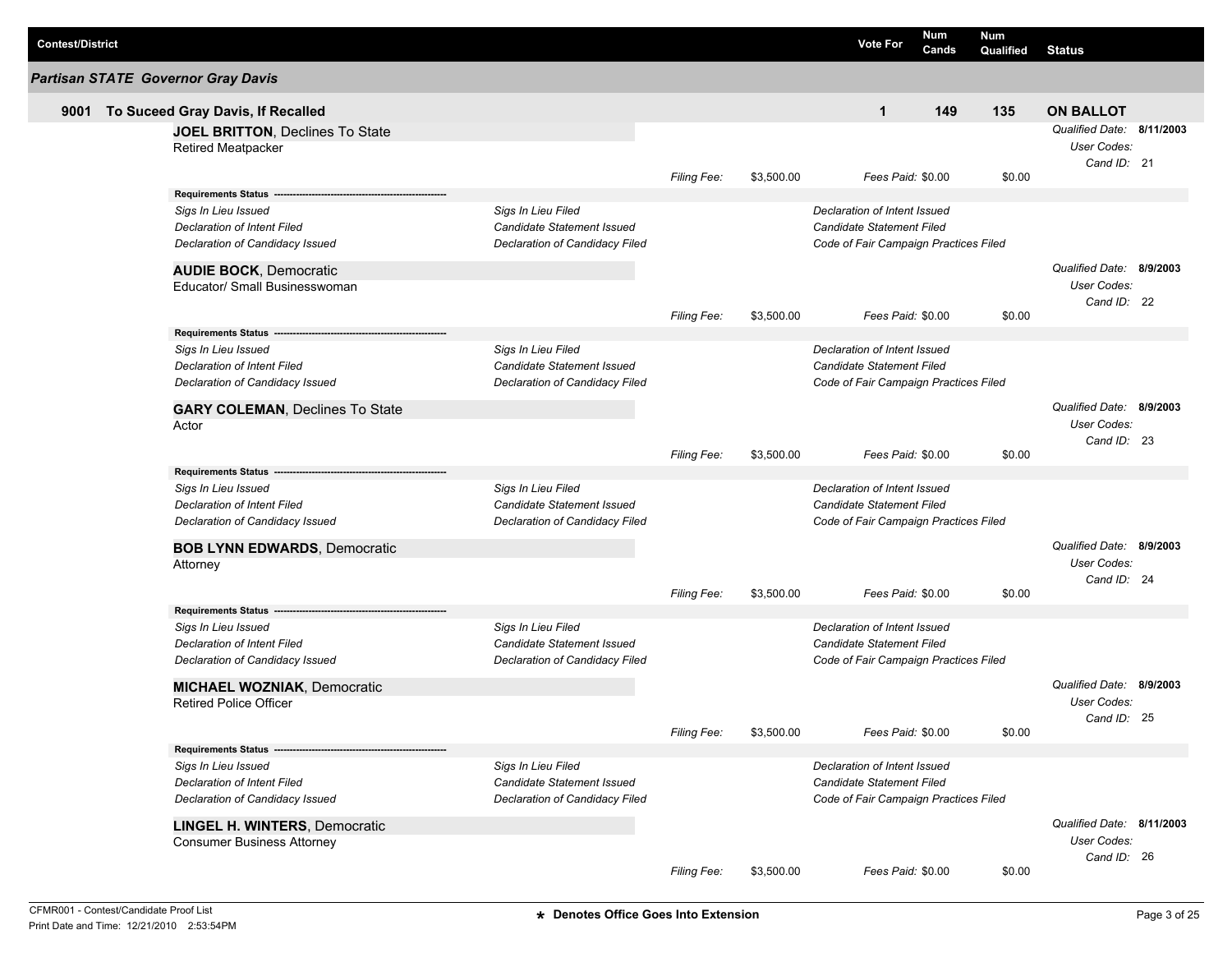| Contest/District | Vote For | Num Cands | Num Qualified | Status |
|---|---|---|---|---|

## Partisan STATE Governor Gray Davis

| 9001 To Suceed Gray Davis, If Recalled | Vote For | Num Cands | Num Qualified | Status |
|---|---|---|---|---|
| | 1 | 149 | 135 | ON BALLOT |

**JOEL BRITTON**, Declines To State
Retired Meatpacker

*Qualified Date:* **8/11/2003**
*User Codes:*
*Cand ID:* 21

*Filing Fee:* $3,500.00 *Fees Paid:* $0.00 $0.00

**Requirements Status**

| | | |
|---|---|---|
| *Sigs In Lieu Issued* | *Sigs In Lieu Filed* | *Declaration of Intent Issued* |
| *Declaration of Intent Filed* | *Candidate Statement Issued* | *Candidate Statement Filed* |
| *Declaration of Candidacy Issued* | *Declaration of Candidacy Filed* | *Code of Fair Campaign Practices Filed* |

**AUDIE BOCK**, Democratic
Educator/ Small Businesswoman

*Qualified Date:* **8/9/2003**
*User Codes:*
*Cand ID:* 22

*Filing Fee:* $3,500.00 *Fees Paid:* $0.00 $0.00

**Requirements Status**

| | | |
|---|---|---|
| *Sigs In Lieu Issued* | *Sigs In Lieu Filed* | *Declaration of Intent Issued* |
| *Declaration of Intent Filed* | *Candidate Statement Issued* | *Candidate Statement Filed* |
| *Declaration of Candidacy Issued* | *Declaration of Candidacy Filed* | *Code of Fair Campaign Practices Filed* |

**GARY COLEMAN**, Declines To State
Actor

*Qualified Date:* **8/9/2003**
*User Codes:*
*Cand ID:* 23

*Filing Fee:* $3,500.00 *Fees Paid:* $0.00 $0.00

**Requirements Status**

| | | |
|---|---|---|
| *Sigs In Lieu Issued* | *Sigs In Lieu Filed* | *Declaration of Intent Issued* |
| *Declaration of Intent Filed* | *Candidate Statement Issued* | *Candidate Statement Filed* |
| *Declaration of Candidacy Issued* | *Declaration of Candidacy Filed* | *Code of Fair Campaign Practices Filed* |

**BOB LYNN EDWARDS**, Democratic
Attorney

*Qualified Date:* **8/9/2003**
*User Codes:*
*Cand ID:* 24

*Filing Fee:* $3,500.00 *Fees Paid:* $0.00 $0.00

**Requirements Status**

| | | |
|---|---|---|
| *Sigs In Lieu Issued* | *Sigs In Lieu Filed* | *Declaration of Intent Issued* |
| *Declaration of Intent Filed* | *Candidate Statement Issued* | *Candidate Statement Filed* |
| *Declaration of Candidacy Issued* | *Declaration of Candidacy Filed* | *Code of Fair Campaign Practices Filed* |

**MICHAEL WOZNIAK**, Democratic
Retired Police Officer

*Qualified Date:* **8/9/2003**
*User Codes:*
*Cand ID:* 25

*Filing Fee:* $3,500.00 *Fees Paid:* $0.00 $0.00

**Requirements Status**

| | | |
|---|---|---|
| *Sigs In Lieu Issued* | *Sigs In Lieu Filed* | *Declaration of Intent Issued* |
| *Declaration of Intent Filed* | *Candidate Statement Issued* | *Candidate Statement Filed* |
| *Declaration of Candidacy Issued* | *Declaration of Candidacy Filed* | *Code of Fair Campaign Practices Filed* |

**LINGEL H. WINTERS**, Democratic
Consumer Business Attorney

*Qualified Date:* **8/11/2003**
*User Codes:*
*Cand ID:* 26

*Filing Fee:* $3,500.00 *Fees Paid:* $0.00 $0.00

CFMR001 - Contest/Candidate Proof List
Print Date and Time: 12/21/2010 2:53:54PM

★ Denotes Office Goes Into Extension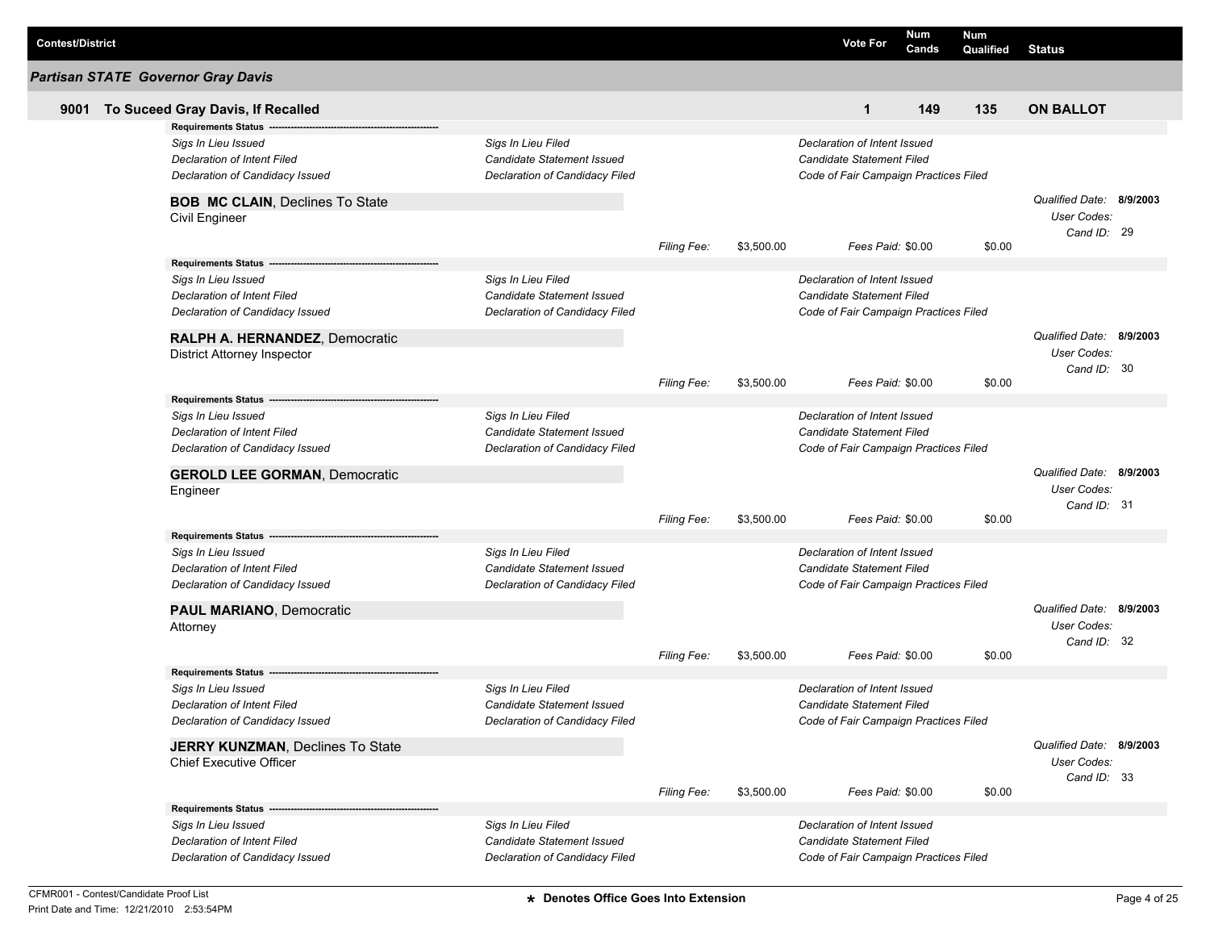| Contest/District | Vote For | Num Cands | Num Qualified | Status |
|---|---|---|---|---|

## Partisan STATE Governor Gray Davis

| | | Vote For | Num Cands | Num Qualified | Status |
|---|---|---|---|---|---|
| **9001** | **To Suceed Gray Davis, If Recalled** | **1** | **149** | **135** | **ON BALLOT** |

**Requirements Status** --------------------------------------------------------

*Sigs In Lieu Issued* — *Sigs In Lieu Filed* — *Declaration of Intent Issued*
*Declaration of Intent Filed* — *Candidate Statement Issued* — *Candidate Statement Filed*
*Declaration of Candidacy Issued* — *Declaration of Candidacy Filed* — *Code of Fair Campaign Practices Filed*

**BOB MC CLAIN**, Declines To State
Civil Engineer

*Qualified Date:* **8/9/2003**
*User Codes:*
*Cand ID:* 29

*Filing Fee:* $3,500.00 *Fees Paid:* $0.00 $0.00

**Requirements Status** --------------------------------------------------------

*Sigs In Lieu Issued* — *Sigs In Lieu Filed* — *Declaration of Intent Issued*
*Declaration of Intent Filed* — *Candidate Statement Issued* — *Candidate Statement Filed*
*Declaration of Candidacy Issued* — *Declaration of Candidacy Filed* — *Code of Fair Campaign Practices Filed*

**RALPH A. HERNANDEZ**, Democratic
District Attorney Inspector

*Qualified Date:* **8/9/2003**
*User Codes:*
*Cand ID:* 30

*Filing Fee:* $3,500.00 *Fees Paid:* $0.00 $0.00

**Requirements Status** --------------------------------------------------------

*Sigs In Lieu Issued* — *Sigs In Lieu Filed* — *Declaration of Intent Issued*
*Declaration of Intent Filed* — *Candidate Statement Issued* — *Candidate Statement Filed*
*Declaration of Candidacy Issued* — *Declaration of Candidacy Filed* — *Code of Fair Campaign Practices Filed*

**GEROLD LEE GORMAN**, Democratic
Engineer

*Qualified Date:* **8/9/2003**
*User Codes:*
*Cand ID:* 31

*Filing Fee:* $3,500.00 *Fees Paid:* $0.00 $0.00

**Requirements Status** --------------------------------------------------------

*Sigs In Lieu Issued* — *Sigs In Lieu Filed* — *Declaration of Intent Issued*
*Declaration of Intent Filed* — *Candidate Statement Issued* — *Candidate Statement Filed*
*Declaration of Candidacy Issued* — *Declaration of Candidacy Filed* — *Code of Fair Campaign Practices Filed*

**PAUL MARIANO**, Democratic
Attorney

*Qualified Date:* **8/9/2003**
*User Codes:*
*Cand ID:* 32

*Filing Fee:* $3,500.00 *Fees Paid:* $0.00 $0.00

**Requirements Status** --------------------------------------------------------

*Sigs In Lieu Issued* — *Sigs In Lieu Filed* — *Declaration of Intent Issued*
*Declaration of Intent Filed* — *Candidate Statement Issued* — *Candidate Statement Filed*
*Declaration of Candidacy Issued* — *Declaration of Candidacy Filed* — *Code of Fair Campaign Practices Filed*

**JERRY KUNZMAN**, Declines To State
Chief Executive Officer

*Qualified Date:* **8/9/2003**
*User Codes:*
*Cand ID:* 33

*Filing Fee:* $3,500.00 *Fees Paid:* $0.00 $0.00

**Requirements Status** --------------------------------------------------------

*Sigs In Lieu Issued* — *Sigs In Lieu Filed* — *Declaration of Intent Issued*
*Declaration of Intent Filed* — *Candidate Statement Issued* — *Candidate Statement Filed*
*Declaration of Candidacy Issued* — *Declaration of Candidacy Filed* — *Code of Fair Campaign Practices Filed*

CFMR001 - Contest/Candidate Proof List
Print Date and Time: 12/21/2010 2:53:54PM

* Denotes Office Goes Into Extension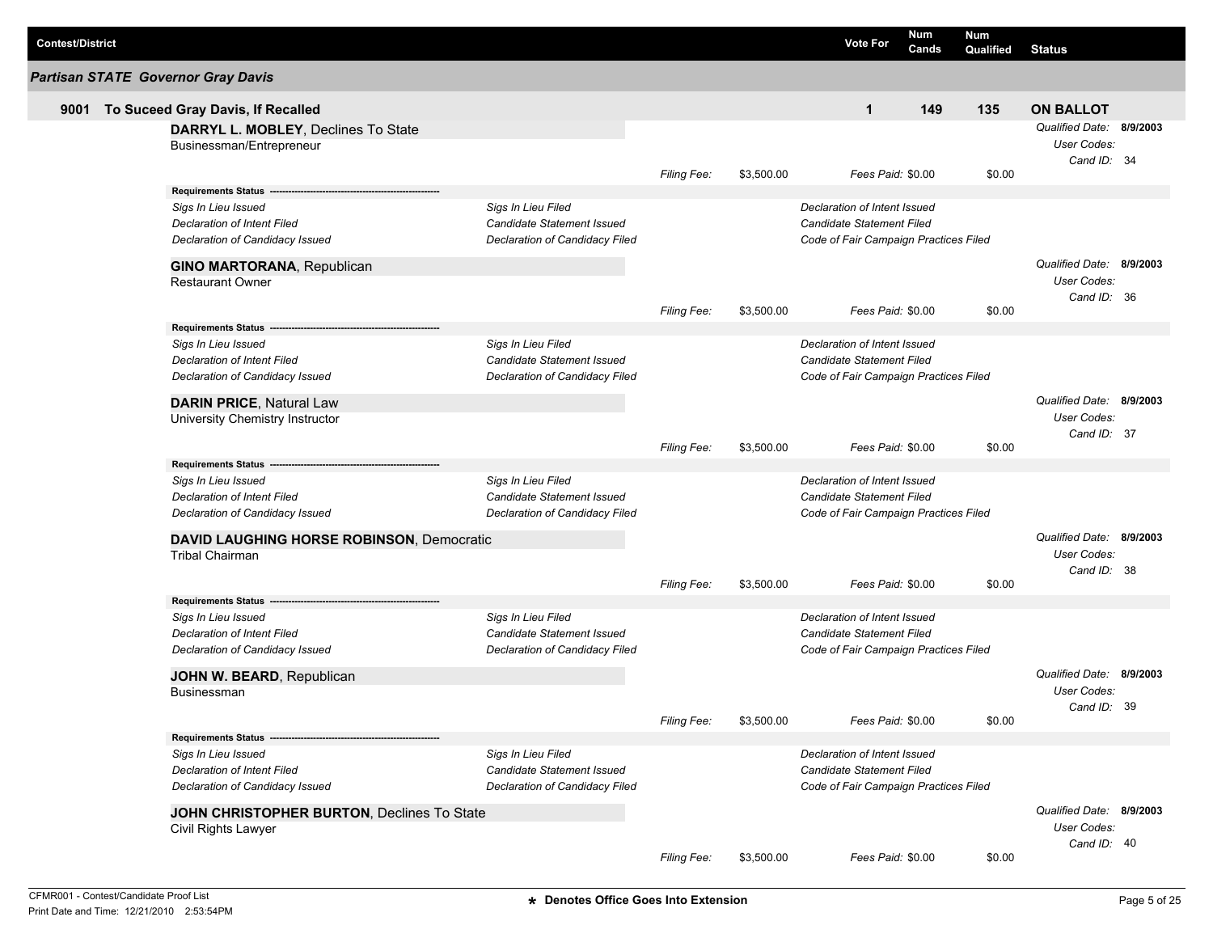| Contest/District | Vote For | Num Cands | Num Qualified | Status |
|---|---|---|---|---|

## Partisan STATE Governor Gray Davis

| 9001 To Suceed Gray Davis, If Recalled | 1 | 149 | 135 | ON BALLOT |
|---|---|---|---|---|

**DARRYL L. MOBLEY**, Declines To State
Businessman/Entrepreneur

*Qualified Date:* **8/9/2003**
*User Codes:*
*Cand ID:* 34

*Filing Fee:* $3,500.00 *Fees Paid:* $0.00 $0.00

**Requirements Status**

| | | |
|---|---|---|
| *Sigs In Lieu Issued* | *Sigs In Lieu Filed* | *Declaration of Intent Issued* |
| *Declaration of Intent Filed* | *Candidate Statement Issued* | *Candidate Statement Filed* |
| *Declaration of Candidacy Issued* | *Declaration of Candidacy Filed* | *Code of Fair Campaign Practices Filed* |

**GINO MARTORANA**, Republican
Restaurant Owner

*Qualified Date:* **8/9/2003**
*User Codes:*
*Cand ID:* 36

*Filing Fee:* $3,500.00 *Fees Paid:* $0.00 $0.00

**Requirements Status**

| | | |
|---|---|---|
| *Sigs In Lieu Issued* | *Sigs In Lieu Filed* | *Declaration of Intent Issued* |
| *Declaration of Intent Filed* | *Candidate Statement Issued* | *Candidate Statement Filed* |
| *Declaration of Candidacy Issued* | *Declaration of Candidacy Filed* | *Code of Fair Campaign Practices Filed* |

**DARIN PRICE**, Natural Law
University Chemistry Instructor

*Qualified Date:* **8/9/2003**
*User Codes:*
*Cand ID:* 37

*Filing Fee:* $3,500.00 *Fees Paid:* $0.00 $0.00

**Requirements Status**

| | | |
|---|---|---|
| *Sigs In Lieu Issued* | *Sigs In Lieu Filed* | *Declaration of Intent Issued* |
| *Declaration of Intent Filed* | *Candidate Statement Issued* | *Candidate Statement Filed* |
| *Declaration of Candidacy Issued* | *Declaration of Candidacy Filed* | *Code of Fair Campaign Practices Filed* |

**DAVID LAUGHING HORSE ROBINSON**, Democratic
Tribal Chairman

*Qualified Date:* **8/9/2003**
*User Codes:*
*Cand ID:* 38

*Filing Fee:* $3,500.00 *Fees Paid:* $0.00 $0.00

**Requirements Status**

| | | |
|---|---|---|
| *Sigs In Lieu Issued* | *Sigs In Lieu Filed* | *Declaration of Intent Issued* |
| *Declaration of Intent Filed* | *Candidate Statement Issued* | *Candidate Statement Filed* |
| *Declaration of Candidacy Issued* | *Declaration of Candidacy Filed* | *Code of Fair Campaign Practices Filed* |

**JOHN W. BEARD**, Republican
Businessman

*Qualified Date:* **8/9/2003**
*User Codes:*
*Cand ID:* 39

*Filing Fee:* $3,500.00 *Fees Paid:* $0.00 $0.00

**Requirements Status**

| | | |
|---|---|---|
| *Sigs In Lieu Issued* | *Sigs In Lieu Filed* | *Declaration of Intent Issued* |
| *Declaration of Intent Filed* | *Candidate Statement Issued* | *Candidate Statement Filed* |
| *Declaration of Candidacy Issued* | *Declaration of Candidacy Filed* | *Code of Fair Campaign Practices Filed* |

**JOHN CHRISTOPHER BURTON**, Declines To State
Civil Rights Lawyer

*Qualified Date:* **8/9/2003**
*User Codes:*
*Cand ID:* 40

*Filing Fee:* $3,500.00 *Fees Paid:* $0.00 $0.00

CFMR001 - Contest/Candidate Proof List
Print Date and Time: 12/21/2010 2:53:54PM

**\* Denotes Office Goes Into Extension**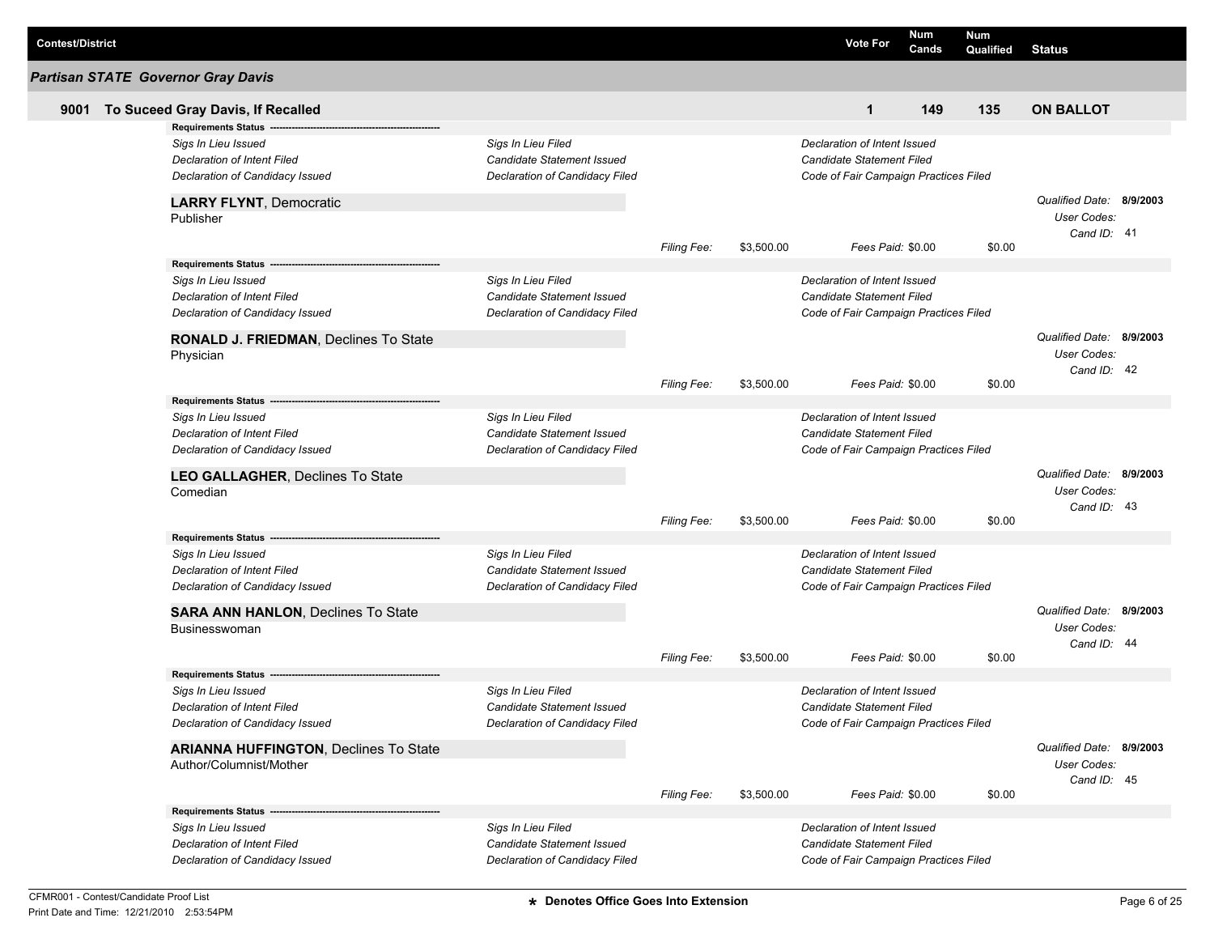| Contest/District | Vote For | Num Cands | Num Qualified | Status |
|---|---|---|---|---|

## Partisan STATE Governor Gray Davis

| 9001 To Suceed Gray Davis, If Recalled | 1 | 149 | 135 | ON BALLOT |
|---|---|---|---|---|

**Requirements Status** ---

| | | |
|---|---|---|
| *Sigs In Lieu Issued* | *Sigs In Lieu Filed* | *Declaration of Intent Issued* |
| *Declaration of Intent Filed* | *Candidate Statement Issued* | *Candidate Statement Filed* |
| *Declaration of Candidacy Issued* | *Declaration of Candidacy Filed* | *Code of Fair Campaign Practices Filed* |

**LARRY FLYNT**, Democratic
Publisher

*Qualified Date:* **8/9/2003**
*User Codes:*
*Cand ID:* 41

*Filing Fee:* $3,500.00 *Fees Paid:* $0.00 $0.00

**Requirements Status** ---

| | | |
|---|---|---|
| *Sigs In Lieu Issued* | *Sigs In Lieu Filed* | *Declaration of Intent Issued* |
| *Declaration of Intent Filed* | *Candidate Statement Issued* | *Candidate Statement Filed* |
| *Declaration of Candidacy Issued* | *Declaration of Candidacy Filed* | *Code of Fair Campaign Practices Filed* |

**RONALD J. FRIEDMAN**, Declines To State
Physician

*Qualified Date:* **8/9/2003**
*User Codes:*
*Cand ID:* 42

*Filing Fee:* $3,500.00 *Fees Paid:* $0.00 $0.00

**Requirements Status** ---

| | | |
|---|---|---|
| *Sigs In Lieu Issued* | *Sigs In Lieu Filed* | *Declaration of Intent Issued* |
| *Declaration of Intent Filed* | *Candidate Statement Issued* | *Candidate Statement Filed* |
| *Declaration of Candidacy Issued* | *Declaration of Candidacy Filed* | *Code of Fair Campaign Practices Filed* |

**LEO GALLAGHER**, Declines To State
Comedian

*Qualified Date:* **8/9/2003**
*User Codes:*
*Cand ID:* 43

*Filing Fee:* $3,500.00 *Fees Paid:* $0.00 $0.00

**Requirements Status** ---

| | | |
|---|---|---|
| *Sigs In Lieu Issued* | *Sigs In Lieu Filed* | *Declaration of Intent Issued* |
| *Declaration of Intent Filed* | *Candidate Statement Issued* | *Candidate Statement Filed* |
| *Declaration of Candidacy Issued* | *Declaration of Candidacy Filed* | *Code of Fair Campaign Practices Filed* |

**SARA ANN HANLON**, Declines To State
Businesswoman

*Qualified Date:* **8/9/2003**
*User Codes:*
*Cand ID:* 44

*Filing Fee:* $3,500.00 *Fees Paid:* $0.00 $0.00

**Requirements Status** ---

| | | |
|---|---|---|
| *Sigs In Lieu Issued* | *Sigs In Lieu Filed* | *Declaration of Intent Issued* |
| *Declaration of Intent Filed* | *Candidate Statement Issued* | *Candidate Statement Filed* |
| *Declaration of Candidacy Issued* | *Declaration of Candidacy Filed* | *Code of Fair Campaign Practices Filed* |

**ARIANNA HUFFINGTON**, Declines To State
Author/Columnist/Mother

*Qualified Date:* **8/9/2003**
*User Codes:*
*Cand ID:* 45

*Filing Fee:* $3,500.00 *Fees Paid:* $0.00 $0.00

**Requirements Status** ---

| | | |
|---|---|---|
| *Sigs In Lieu Issued* | *Sigs In Lieu Filed* | *Declaration of Intent Issued* |
| *Declaration of Intent Filed* | *Candidate Statement Issued* | *Candidate Statement Filed* |
| *Declaration of Candidacy Issued* | *Declaration of Candidacy Filed* | *Code of Fair Campaign Practices Filed* |

CFMR001 - Contest/Candidate Proof List
Print Date and Time: 12/21/2010 2:53:54PM

★ Denotes Office Goes Into Extension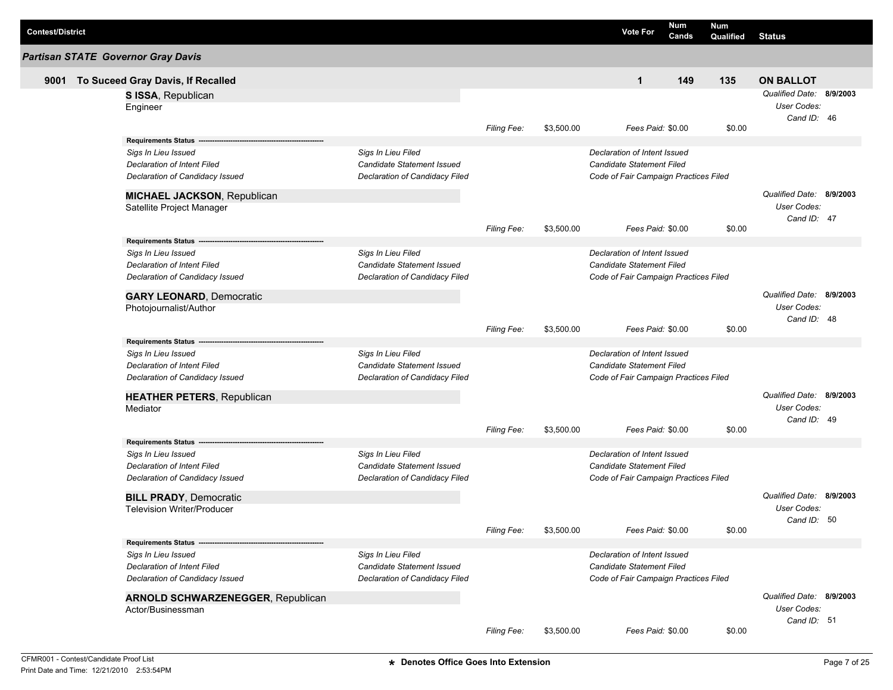| Contest/District | Vote For | Num Cands | Num Qualified | Status |
|---|---|---|---|---|

## Partisan STATE Governor Gray Davis

| 9001 To Suceed Gray Davis, If Recalled | Vote For | Num Cands | Num Qualified | Status |
|---|---|---|---|---|
| | 1 | 149 | 135 | **ON BALLOT** |

**S ISSA**, Republican
Engineer

*Qualified Date:* **8/9/2003**
*User Codes:*
*Cand ID:* 46

*Filing Fee:* $3,500.00 *Fees Paid:* $0.00 $0.00

**Requirements Status**

| | | |
|---|---|---|
| *Sigs In Lieu Issued* | *Sigs In Lieu Filed* | *Declaration of Intent Issued* |
| *Declaration of Intent Filed* | *Candidate Statement Issued* | *Candidate Statement Filed* |
| *Declaration of Candidacy Issued* | *Declaration of Candidacy Filed* | *Code of Fair Campaign Practices Filed* |

**MICHAEL JACKSON**, Republican
Satellite Project Manager

*Qualified Date:* **8/9/2003**
*User Codes:*
*Cand ID:* 47

*Filing Fee:* $3,500.00 *Fees Paid:* $0.00 $0.00

**Requirements Status**

| | | |
|---|---|---|
| *Sigs In Lieu Issued* | *Sigs In Lieu Filed* | *Declaration of Intent Issued* |
| *Declaration of Intent Filed* | *Candidate Statement Issued* | *Candidate Statement Filed* |
| *Declaration of Candidacy Issued* | *Declaration of Candidacy Filed* | *Code of Fair Campaign Practices Filed* |

**GARY LEONARD**, Democratic
Photojournalist/Author

*Qualified Date:* **8/9/2003**
*User Codes:*
*Cand ID:* 48

*Filing Fee:* $3,500.00 *Fees Paid:* $0.00 $0.00

**Requirements Status**

| | | |
|---|---|---|
| *Sigs In Lieu Issued* | *Sigs In Lieu Filed* | *Declaration of Intent Issued* |
| *Declaration of Intent Filed* | *Candidate Statement Issued* | *Candidate Statement Filed* |
| *Declaration of Candidacy Issued* | *Declaration of Candidacy Filed* | *Code of Fair Campaign Practices Filed* |

**HEATHER PETERS**, Republican
Mediator

*Qualified Date:* **8/9/2003**
*User Codes:*
*Cand ID:* 49

*Filing Fee:* $3,500.00 *Fees Paid:* $0.00 $0.00

**Requirements Status**

| | | |
|---|---|---|
| *Sigs In Lieu Issued* | *Sigs In Lieu Filed* | *Declaration of Intent Issued* |
| *Declaration of Intent Filed* | *Candidate Statement Issued* | *Candidate Statement Filed* |
| *Declaration of Candidacy Issued* | *Declaration of Candidacy Filed* | *Code of Fair Campaign Practices Filed* |

**BILL PRADY**, Democratic
Television Writer/Producer

*Qualified Date:* **8/9/2003**
*User Codes:*
*Cand ID:* 50

*Filing Fee:* $3,500.00 *Fees Paid:* $0.00 $0.00

**Requirements Status**

| | | |
|---|---|---|
| *Sigs In Lieu Issued* | *Sigs In Lieu Filed* | *Declaration of Intent Issued* |
| *Declaration of Intent Filed* | *Candidate Statement Issued* | *Candidate Statement Filed* |
| *Declaration of Candidacy Issued* | *Declaration of Candidacy Filed* | *Code of Fair Campaign Practices Filed* |

**ARNOLD SCHWARZENEGGER**, Republican
Actor/Businessman

*Qualified Date:* **8/9/2003**
*User Codes:*
*Cand ID:* 51

*Filing Fee:* $3,500.00 *Fees Paid:* $0.00 $0.00

CFMR001 - Contest/Candidate Proof List
Print Date and Time: 12/21/2010 2:53:54PM

**\* Denotes Office Goes Into Extension**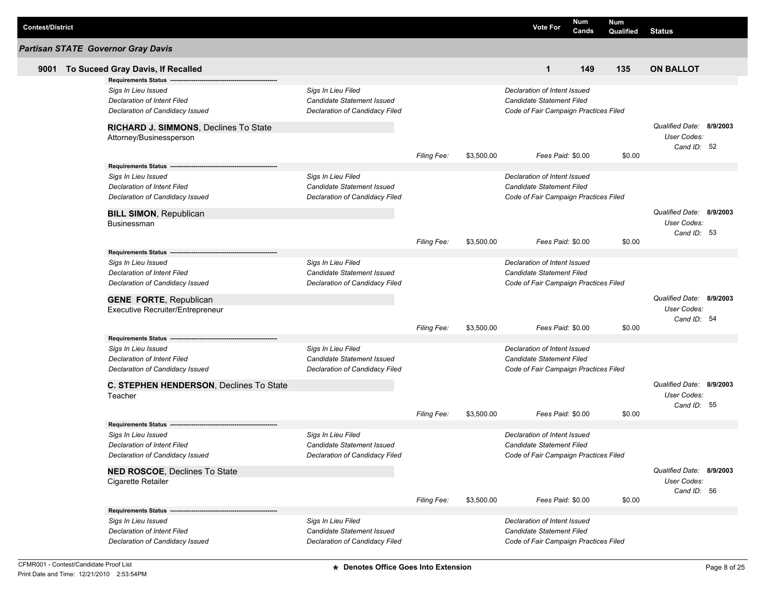| Contest/District | Vote For | Num Cands | Num Qualified | Status |
|---|---|---|---|---|

## Partisan STATE Governor Gray Davis

| | Vote For | Num Cands | Num Qualified | Status |
|---|---|---|---|---|
| **9001 To Suceed Gray Davis, If Recalled** | **1** | **149** | **135** | **ON BALLOT** |

**Requirements Status**

| | | |
|---|---|---|
| *Sigs In Lieu Issued* | *Sigs In Lieu Filed* | *Declaration of Intent Issued* |
| *Declaration of Intent Filed* | *Candidate Statement Issued* | *Candidate Statement Filed* |
| *Declaration of Candidacy Issued* | *Declaration of Candidacy Filed* | *Code of Fair Campaign Practices Filed* |

**RICHARD J. SIMMONS**, Declines To State
Attorney/Businessperson

*Qualified Date:* **8/9/2003**
*User Codes:*
*Cand ID:* 52

*Filing Fee:* $3,500.00 *Fees Paid:* $0.00 $0.00

**Requirements Status**

| | | |
|---|---|---|
| *Sigs In Lieu Issued* | *Sigs In Lieu Filed* | *Declaration of Intent Issued* |
| *Declaration of Intent Filed* | *Candidate Statement Issued* | *Candidate Statement Filed* |
| *Declaration of Candidacy Issued* | *Declaration of Candidacy Filed* | *Code of Fair Campaign Practices Filed* |

**BILL SIMON**, Republican
Businessman

*Qualified Date:* **8/9/2003**
*User Codes:*
*Cand ID:* 53

*Filing Fee:* $3,500.00 *Fees Paid:* $0.00 $0.00

**Requirements Status**

| | | |
|---|---|---|
| *Sigs In Lieu Issued* | *Sigs In Lieu Filed* | *Declaration of Intent Issued* |
| *Declaration of Intent Filed* | *Candidate Statement Issued* | *Candidate Statement Filed* |
| *Declaration of Candidacy Issued* | *Declaration of Candidacy Filed* | *Code of Fair Campaign Practices Filed* |

**GENE FORTE**, Republican
Executive Recruiter/Entrepreneur

*Qualified Date:* **8/9/2003**
*User Codes:*
*Cand ID:* 54

*Filing Fee:* $3,500.00 *Fees Paid:* $0.00 $0.00

**Requirements Status**

| | | |
|---|---|---|
| *Sigs In Lieu Issued* | *Sigs In Lieu Filed* | *Declaration of Intent Issued* |
| *Declaration of Intent Filed* | *Candidate Statement Issued* | *Candidate Statement Filed* |
| *Declaration of Candidacy Issued* | *Declaration of Candidacy Filed* | *Code of Fair Campaign Practices Filed* |

**C. STEPHEN HENDERSON**, Declines To State
Teacher

*Qualified Date:* **8/9/2003**
*User Codes:*
*Cand ID:* 55

*Filing Fee:* $3,500.00 *Fees Paid:* $0.00 $0.00

**Requirements Status**

| | | |
|---|---|---|
| *Sigs In Lieu Issued* | *Sigs In Lieu Filed* | *Declaration of Intent Issued* |
| *Declaration of Intent Filed* | *Candidate Statement Issued* | *Candidate Statement Filed* |
| *Declaration of Candidacy Issued* | *Declaration of Candidacy Filed* | *Code of Fair Campaign Practices Filed* |

**NED ROSCOE**, Declines To State
Cigarette Retailer

*Qualified Date:* **8/9/2003**
*User Codes:*
*Cand ID:* 56

*Filing Fee:* $3,500.00 *Fees Paid:* $0.00 $0.00

**Requirements Status**

| | | |
|---|---|---|
| *Sigs In Lieu Issued* | *Sigs In Lieu Filed* | *Declaration of Intent Issued* |
| *Declaration of Intent Filed* | *Candidate Statement Issued* | *Candidate Statement Filed* |
| *Declaration of Candidacy Issued* | *Declaration of Candidacy Filed* | *Code of Fair Campaign Practices Filed* |

CFMR001 - Contest/Candidate Proof List
Print Date and Time: 12/21/2010 2:53:54PM

**★ Denotes Office Goes Into Extension**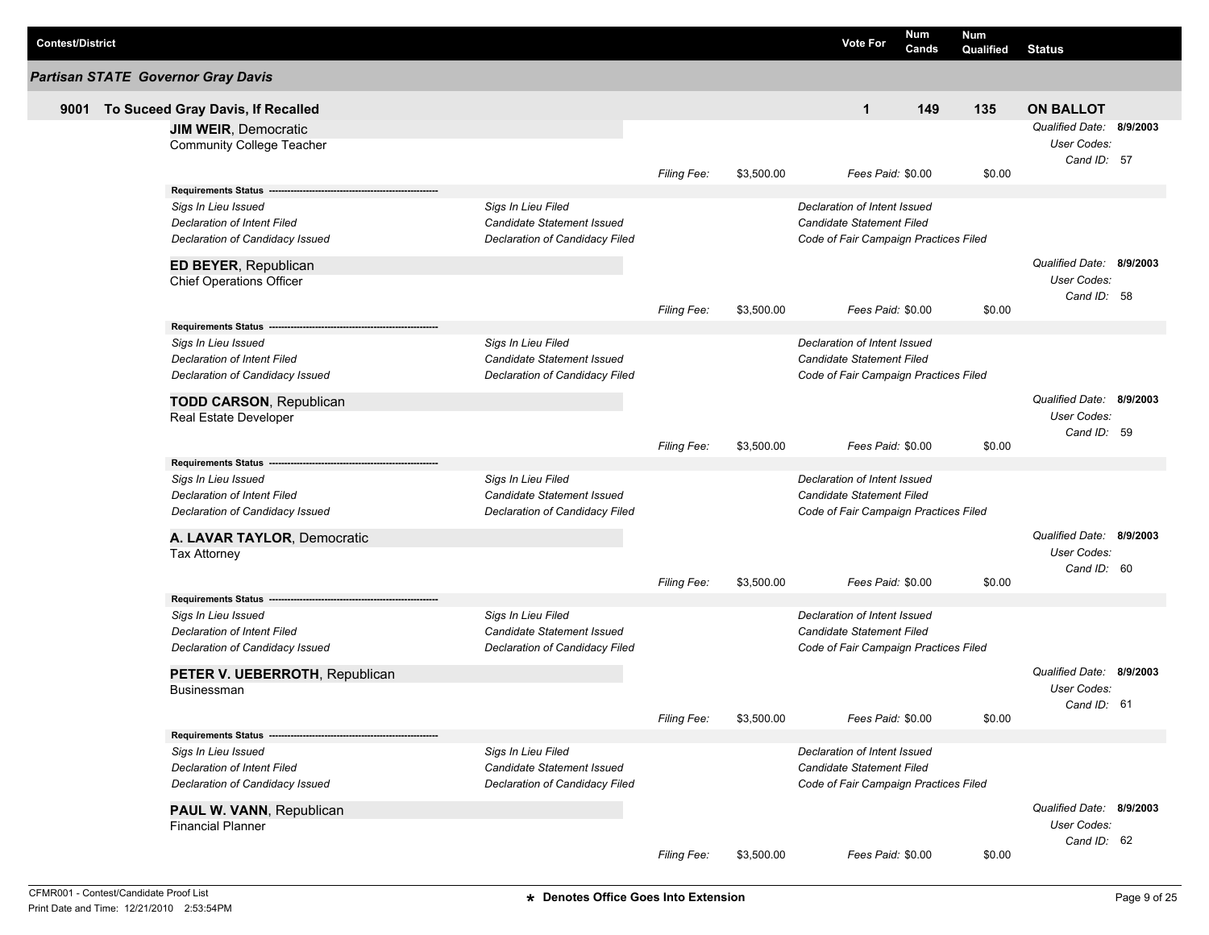| Contest/District | Vote For | Num Cands | Num Qualified | Status |
|---|---|---|---|---|

## Partisan STATE Governor Gray Davis

| | Vote For | Num Cands | Num Qualified | Status |
|---|---|---|---|---|
| **9001 To Suceed Gray Davis, If Recalled** | **1** | **149** | **135** | **ON BALLOT** |

**JIM WEIR**, Democratic
Community College Teacher

*Qualified Date:* **8/9/2003**
*User Codes:*
*Cand ID:* 57

*Filing Fee:* $3,500.00 *Fees Paid:* $0.00 $0.00

**Requirements Status**

| | | |
|---|---|---|
| *Sigs In Lieu Issued* | *Sigs In Lieu Filed* | *Declaration of Intent Issued* |
| *Declaration of Intent Filed* | *Candidate Statement Issued* | *Candidate Statement Filed* |
| *Declaration of Candidacy Issued* | *Declaration of Candidacy Filed* | *Code of Fair Campaign Practices Filed* |

**ED BEYER**, Republican
Chief Operations Officer

*Qualified Date:* **8/9/2003**
*User Codes:*
*Cand ID:* 58

*Filing Fee:* $3,500.00 *Fees Paid:* $0.00 $0.00

**Requirements Status**

| | | |
|---|---|---|
| *Sigs In Lieu Issued* | *Sigs In Lieu Filed* | *Declaration of Intent Issued* |
| *Declaration of Intent Filed* | *Candidate Statement Issued* | *Candidate Statement Filed* |
| *Declaration of Candidacy Issued* | *Declaration of Candidacy Filed* | *Code of Fair Campaign Practices Filed* |

**TODD CARSON**, Republican
Real Estate Developer

*Qualified Date:* **8/9/2003**
*User Codes:*
*Cand ID:* 59

*Filing Fee:* $3,500.00 *Fees Paid:* $0.00 $0.00

**Requirements Status**

| | | |
|---|---|---|
| *Sigs In Lieu Issued* | *Sigs In Lieu Filed* | *Declaration of Intent Issued* |
| *Declaration of Intent Filed* | *Candidate Statement Issued* | *Candidate Statement Filed* |
| *Declaration of Candidacy Issued* | *Declaration of Candidacy Filed* | *Code of Fair Campaign Practices Filed* |

**A. LAVAR TAYLOR**, Democratic
Tax Attorney

*Qualified Date:* **8/9/2003**
*User Codes:*
*Cand ID:* 60

*Filing Fee:* $3,500.00 *Fees Paid:* $0.00 $0.00

**Requirements Status**

| | | |
|---|---|---|
| *Sigs In Lieu Issued* | *Sigs In Lieu Filed* | *Declaration of Intent Issued* |
| *Declaration of Intent Filed* | *Candidate Statement Issued* | *Candidate Statement Filed* |
| *Declaration of Candidacy Issued* | *Declaration of Candidacy Filed* | *Code of Fair Campaign Practices Filed* |

**PETER V. UEBERROTH**, Republican
Businessman

*Qualified Date:* **8/9/2003**
*User Codes:*
*Cand ID:* 61

*Filing Fee:* $3,500.00 *Fees Paid:* $0.00 $0.00

**Requirements Status**

| | | |
|---|---|---|
| *Sigs In Lieu Issued* | *Sigs In Lieu Filed* | *Declaration of Intent Issued* |
| *Declaration of Intent Filed* | *Candidate Statement Issued* | *Candidate Statement Filed* |
| *Declaration of Candidacy Issued* | *Declaration of Candidacy Filed* | *Code of Fair Campaign Practices Filed* |

**PAUL W. VANN**, Republican
Financial Planner

*Qualified Date:* **8/9/2003**
*User Codes:*
*Cand ID:* 62

*Filing Fee:* $3,500.00 *Fees Paid:* $0.00 $0.00

CFMR001 - Contest/Candidate Proof List
Print Date and Time: 12/21/2010 2:53:54PM

**★ Denotes Office Goes Into Extension**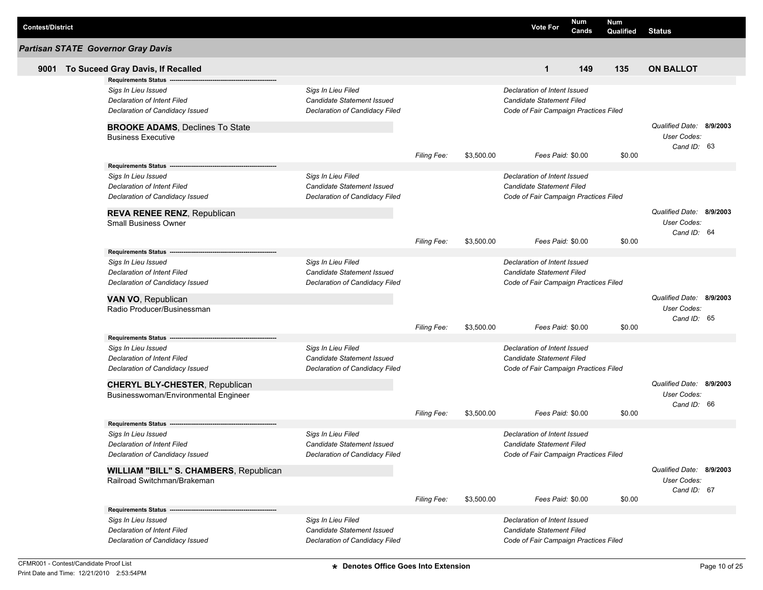| Contest/District | Vote For | Num Cands | Num Qualified | Status |
|---|---|---|---|---|

## Partisan STATE Governor Gray Davis

| 9001 To Suceed Gray Davis, If Recalled | Vote For | Num Cands | Num Qualified | Status |
|---|---|---|---|---|
| | 1 | 149 | 135 | ON BALLOT |

**Requirements Status**

| | | |
|---|---|---|
| *Sigs In Lieu Issued* | *Sigs In Lieu Filed* | *Declaration of Intent Issued* |
| *Declaration of Intent Filed* | *Candidate Statement Issued* | *Candidate Statement Filed* |
| *Declaration of Candidacy Issued* | *Declaration of Candidacy Filed* | *Code of Fair Campaign Practices Filed* |

**BROOKE ADAMS**, Declines To State
Business Executive

*Qualified Date:* **8/9/2003**
*User Codes:*
*Cand ID:* 63

*Filing Fee:* $3,500.00 *Fees Paid:* $0.00 $0.00

**Requirements Status**

| | | |
|---|---|---|
| *Sigs In Lieu Issued* | *Sigs In Lieu Filed* | *Declaration of Intent Issued* |
| *Declaration of Intent Filed* | *Candidate Statement Issued* | *Candidate Statement Filed* |
| *Declaration of Candidacy Issued* | *Declaration of Candidacy Filed* | *Code of Fair Campaign Practices Filed* |

**REVA RENEE RENZ**, Republican
Small Business Owner

*Qualified Date:* **8/9/2003**
*User Codes:*
*Cand ID:* 64

*Filing Fee:* $3,500.00 *Fees Paid:* $0.00 $0.00

**Requirements Status**

| | | |
|---|---|---|
| *Sigs In Lieu Issued* | *Sigs In Lieu Filed* | *Declaration of Intent Issued* |
| *Declaration of Intent Filed* | *Candidate Statement Issued* | *Candidate Statement Filed* |
| *Declaration of Candidacy Issued* | *Declaration of Candidacy Filed* | *Code of Fair Campaign Practices Filed* |

**VAN VO**, Republican
Radio Producer/Businessman

*Qualified Date:* **8/9/2003**
*User Codes:*
*Cand ID:* 65

*Filing Fee:* $3,500.00 *Fees Paid:* $0.00 $0.00

**Requirements Status**

| | | |
|---|---|---|
| *Sigs In Lieu Issued* | *Sigs In Lieu Filed* | *Declaration of Intent Issued* |
| *Declaration of Intent Filed* | *Candidate Statement Issued* | *Candidate Statement Filed* |
| *Declaration of Candidacy Issued* | *Declaration of Candidacy Filed* | *Code of Fair Campaign Practices Filed* |

**CHERYL BLY-CHESTER**, Republican
Businesswoman/Environmental Engineer

*Qualified Date:* **8/9/2003**
*User Codes:*
*Cand ID:* 66

*Filing Fee:* $3,500.00 *Fees Paid:* $0.00 $0.00

**Requirements Status**

| | | |
|---|---|---|
| *Sigs In Lieu Issued* | *Sigs In Lieu Filed* | *Declaration of Intent Issued* |
| *Declaration of Intent Filed* | *Candidate Statement Issued* | *Candidate Statement Filed* |
| *Declaration of Candidacy Issued* | *Declaration of Candidacy Filed* | *Code of Fair Campaign Practices Filed* |

**WILLIAM "BILL" S. CHAMBERS**, Republican
Railroad Switchman/Brakeman

*Qualified Date:* **8/9/2003**
*User Codes:*
*Cand ID:* 67

*Filing Fee:* $3,500.00 *Fees Paid:* $0.00 $0.00

**Requirements Status**

| | | |
|---|---|---|
| *Sigs In Lieu Issued* | *Sigs In Lieu Filed* | *Declaration of Intent Issued* |
| *Declaration of Intent Filed* | *Candidate Statement Issued* | *Candidate Statement Filed* |
| *Declaration of Candidacy Issued* | *Declaration of Candidacy Filed* | *Code of Fair Campaign Practices Filed* |

CFMR001 - Contest/Candidate Proof List
Print Date and Time: 12/21/2010 2:53:54PM

**\* Denotes Office Goes Into Extension**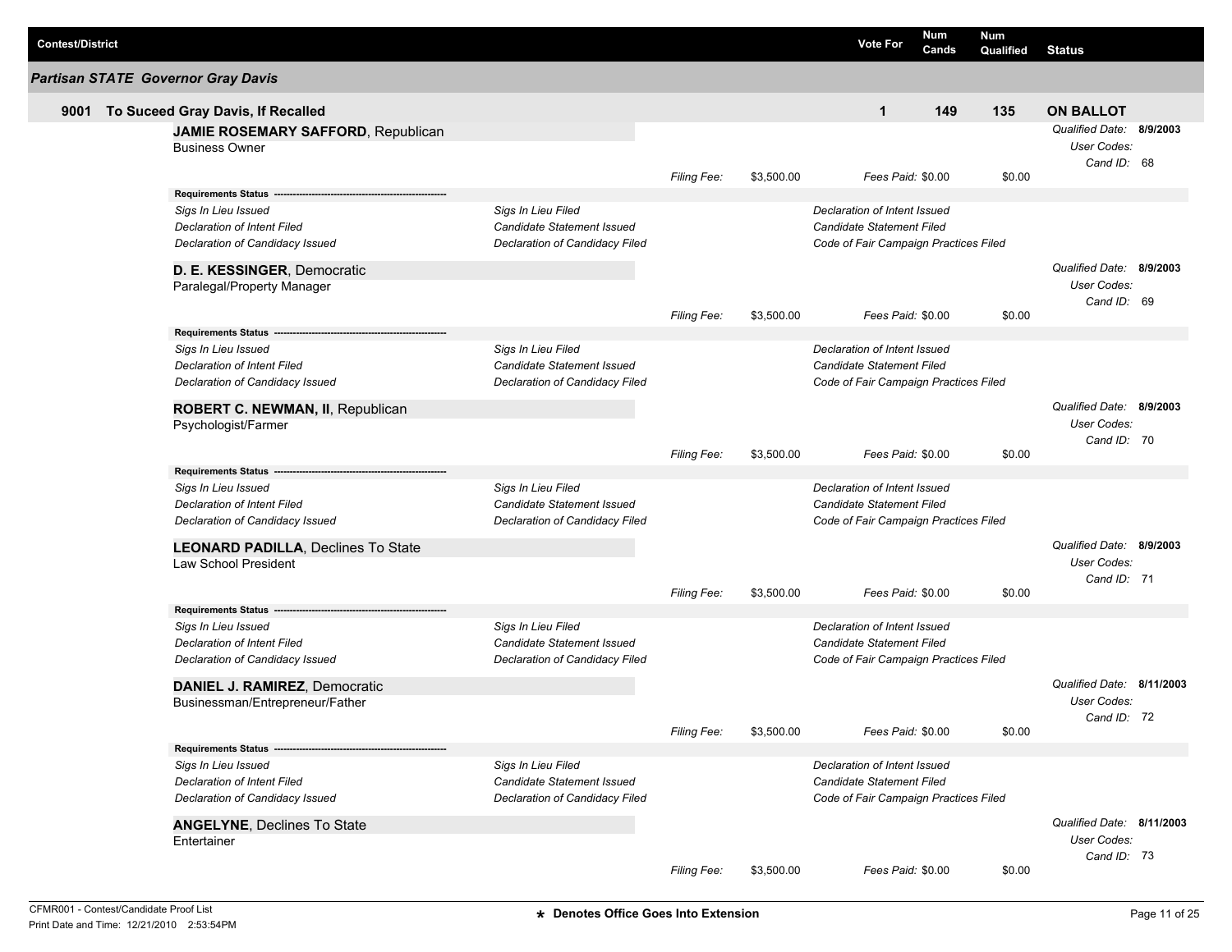| Contest/District | Vote For | Num Cands | Num Qualified | Status |
|---|---|---|---|---|

## Partisan STATE Governor Gray Davis

| | Vote For | Num Cands | Num Qualified | Status |
|---|---|---|---|---|
| **9001 To Suceed Gray Davis, If Recalled** | **1** | **149** | **135** | **ON BALLOT** |

**JAMIE ROSEMARY SAFFORD**, Republican
Business Owner

*Qualified Date:* **8/9/2003**
*User Codes:*
*Cand ID:* 68

*Filing Fee:* $3,500.00 *Fees Paid:* $0.00 $0.00

**Requirements Status**

| | | |
|---|---|---|
| *Sigs In Lieu Issued* | *Sigs In Lieu Filed* | *Declaration of Intent Issued* |
| *Declaration of Intent Filed* | *Candidate Statement Issued* | *Candidate Statement Filed* |
| *Declaration of Candidacy Issued* | *Declaration of Candidacy Filed* | *Code of Fair Campaign Practices Filed* |

**D. E. KESSINGER**, Democratic
Paralegal/Property Manager

*Qualified Date:* **8/9/2003**
*User Codes:*
*Cand ID:* 69

*Filing Fee:* $3,500.00 *Fees Paid:* $0.00 $0.00

**Requirements Status**

| | | |
|---|---|---|
| *Sigs In Lieu Issued* | *Sigs In Lieu Filed* | *Declaration of Intent Issued* |
| *Declaration of Intent Filed* | *Candidate Statement Issued* | *Candidate Statement Filed* |
| *Declaration of Candidacy Issued* | *Declaration of Candidacy Filed* | *Code of Fair Campaign Practices Filed* |

**ROBERT C. NEWMAN, II**, Republican
Psychologist/Farmer

*Qualified Date:* **8/9/2003**
*User Codes:*
*Cand ID:* 70

*Filing Fee:* $3,500.00 *Fees Paid:* $0.00 $0.00

**Requirements Status**

| | | |
|---|---|---|
| *Sigs In Lieu Issued* | *Sigs In Lieu Filed* | *Declaration of Intent Issued* |
| *Declaration of Intent Filed* | *Candidate Statement Issued* | *Candidate Statement Filed* |
| *Declaration of Candidacy Issued* | *Declaration of Candidacy Filed* | *Code of Fair Campaign Practices Filed* |

**LEONARD PADILLA**, Declines To State
Law School President

*Qualified Date:* **8/9/2003**
*User Codes:*
*Cand ID:* 71

*Filing Fee:* $3,500.00 *Fees Paid:* $0.00 $0.00

**Requirements Status**

| | | |
|---|---|---|
| *Sigs In Lieu Issued* | *Sigs In Lieu Filed* | *Declaration of Intent Issued* |
| *Declaration of Intent Filed* | *Candidate Statement Issued* | *Candidate Statement Filed* |
| *Declaration of Candidacy Issued* | *Declaration of Candidacy Filed* | *Code of Fair Campaign Practices Filed* |

**DANIEL J. RAMIREZ**, Democratic
Businessman/Entrepreneur/Father

*Qualified Date:* **8/11/2003**
*User Codes:*
*Cand ID:* 72

*Filing Fee:* $3,500.00 *Fees Paid:* $0.00 $0.00

**Requirements Status**

| | | |
|---|---|---|
| *Sigs In Lieu Issued* | *Sigs In Lieu Filed* | *Declaration of Intent Issued* |
| *Declaration of Intent Filed* | *Candidate Statement Issued* | *Candidate Statement Filed* |
| *Declaration of Candidacy Issued* | *Declaration of Candidacy Filed* | *Code of Fair Campaign Practices Filed* |

**ANGELYNE**, Declines To State
Entertainer

*Qualified Date:* **8/11/2003**
*User Codes:*
*Cand ID:* 73

*Filing Fee:* $3,500.00 *Fees Paid:* $0.00 $0.00

**★ Denotes Office Goes Into Extension**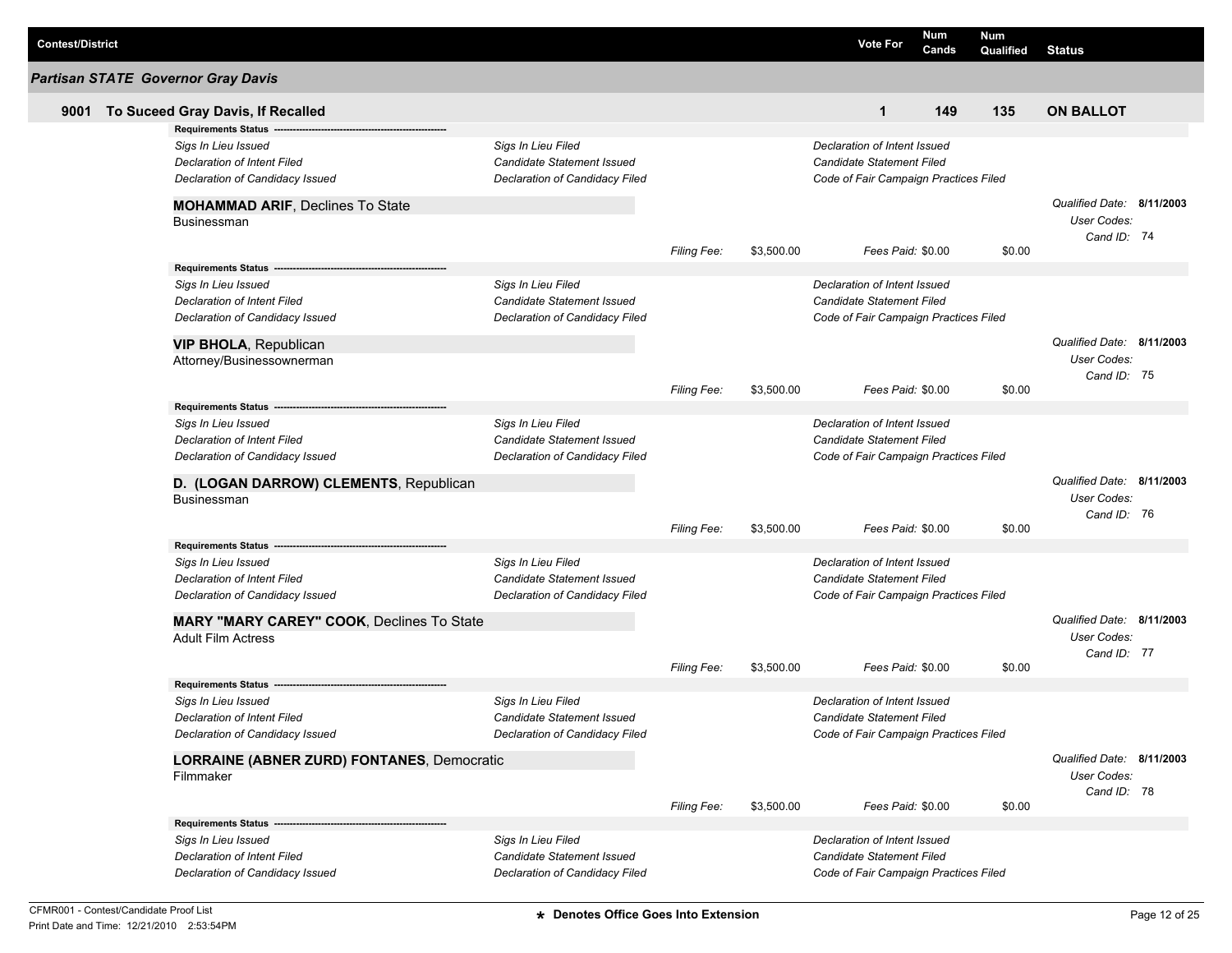| Contest/District | Vote For | Num Cands | Num Qualified | Status |
|---|---|---|---|---|

## Partisan STATE Governor Gray Davis

| | Vote For | Num Cands | Num Qualified | Status |
|---|---|---|---|---|
| **9001 To Suceed Gray Davis, If Recalled** | **1** | **149** | **135** | **ON BALLOT** |

**Requirements Status** ---------------------------------------------------------

*Sigs In Lieu Issued* | *Sigs In Lieu Filed* | *Declaration of Intent Issued*
*Declaration of Intent Filed* | *Candidate Statement Issued* | *Candidate Statement Filed*
*Declaration of Candidacy Issued* | *Declaration of Candidacy Filed* | *Code of Fair Campaign Practices Filed*

**MOHAMMAD ARIF**, Declines To State
Businessman

*Qualified Date:* **8/11/2003**
*User Codes:*
*Cand ID:* 74

*Filing Fee:* $3,500.00 *Fees Paid:* $0.00 $0.00

**Requirements Status** ---------------------------------------------------------

*Sigs In Lieu Issued* | *Sigs In Lieu Filed* | *Declaration of Intent Issued*
*Declaration of Intent Filed* | *Candidate Statement Issued* | *Candidate Statement Filed*
*Declaration of Candidacy Issued* | *Declaration of Candidacy Filed* | *Code of Fair Campaign Practices Filed*

**VIP BHOLA**, Republican
Attorney/Businessownerman

*Qualified Date:* **8/11/2003**
*User Codes:*
*Cand ID:* 75

*Filing Fee:* $3,500.00 *Fees Paid:* $0.00 $0.00

**Requirements Status** ---------------------------------------------------------

*Sigs In Lieu Issued* | *Sigs In Lieu Filed* | *Declaration of Intent Issued*
*Declaration of Intent Filed* | *Candidate Statement Issued* | *Candidate Statement Filed*
*Declaration of Candidacy Issued* | *Declaration of Candidacy Filed* | *Code of Fair Campaign Practices Filed*

**D. (LOGAN DARROW) CLEMENTS**, Republican
Businessman

*Qualified Date:* **8/11/2003**
*User Codes:*
*Cand ID:* 76

*Filing Fee:* $3,500.00 *Fees Paid:* $0.00 $0.00

**Requirements Status** ---------------------------------------------------------

*Sigs In Lieu Issued* | *Sigs In Lieu Filed* | *Declaration of Intent Issued*
*Declaration of Intent Filed* | *Candidate Statement Issued* | *Candidate Statement Filed*
*Declaration of Candidacy Issued* | *Declaration of Candidacy Filed* | *Code of Fair Campaign Practices Filed*

**MARY "MARY CAREY" COOK**, Declines To State
Adult Film Actress

*Qualified Date:* **8/11/2003**
*User Codes:*
*Cand ID:* 77

*Filing Fee:* $3,500.00 *Fees Paid:* $0.00 $0.00

**Requirements Status** ---------------------------------------------------------

*Sigs In Lieu Issued* | *Sigs In Lieu Filed* | *Declaration of Intent Issued*
*Declaration of Intent Filed* | *Candidate Statement Issued* | *Candidate Statement Filed*
*Declaration of Candidacy Issued* | *Declaration of Candidacy Filed* | *Code of Fair Campaign Practices Filed*

**LORRAINE (ABNER ZURD) FONTANES**, Democratic
Filmmaker

*Qualified Date:* **8/11/2003**
*User Codes:*
*Cand ID:* 78

*Filing Fee:* $3,500.00 *Fees Paid:* $0.00 $0.00

**Requirements Status** ---------------------------------------------------------

*Sigs In Lieu Issued* | *Sigs In Lieu Filed* | *Declaration of Intent Issued*
*Declaration of Intent Filed* | *Candidate Statement Issued* | *Candidate Statement Filed*
*Declaration of Candidacy Issued* | *Declaration of Candidacy Filed* | *Code of Fair Campaign Practices Filed*

CFMR001 - Contest/Candidate Proof List
Print Date and Time: 12/21/2010 2:53:54PM

* Denotes Office Goes Into Extension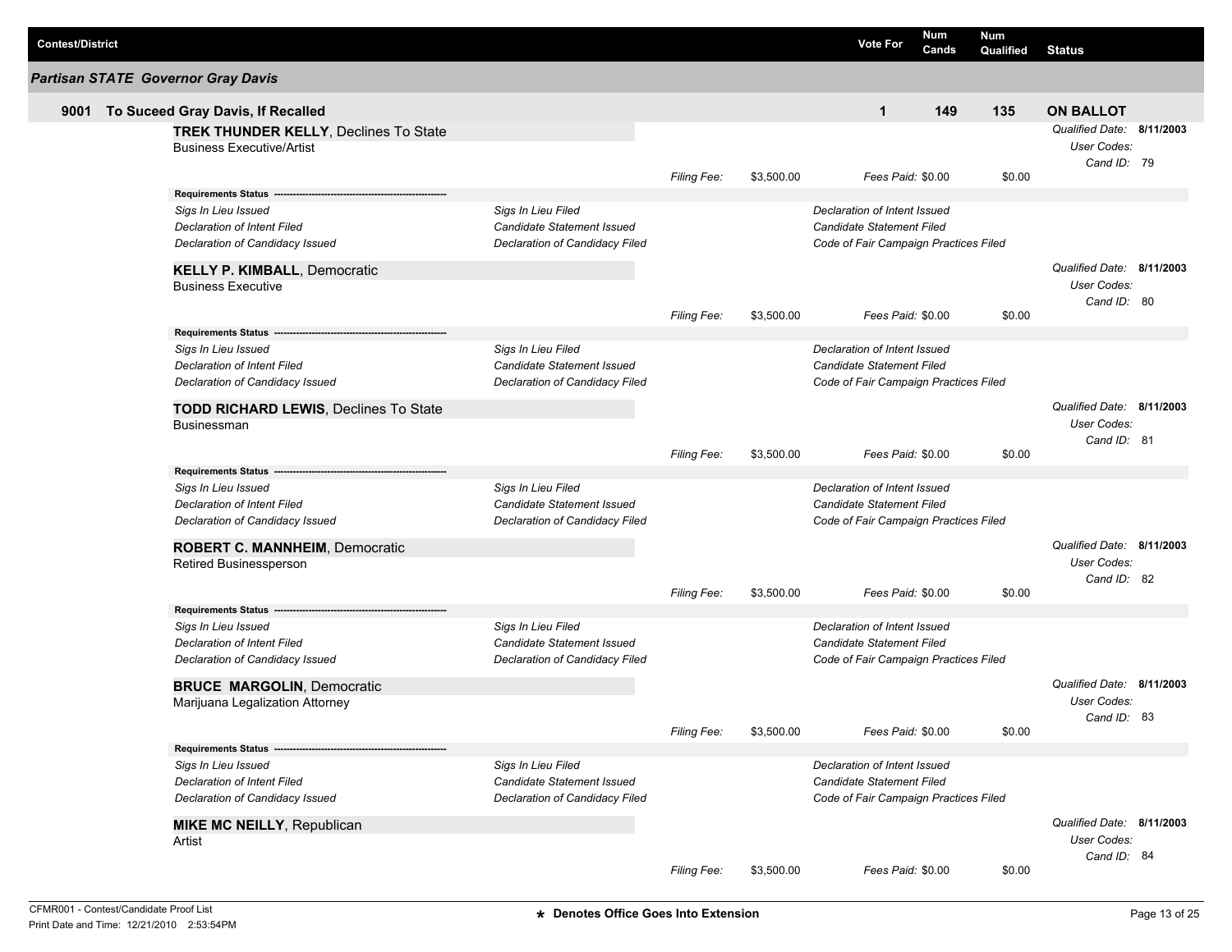| Contest/District | Vote For | Num Cands | Num Qualified | Status |
|---|---|---|---|---|

## Partisan STATE Governor Gray Davis

| | | Vote For | Num Cands | Num Qualified | Status |
|---|---|---|---|---|---|
| 9001 | To Suceed Gray Davis, If Recalled | 1 | 149 | 135 | ON BALLOT |

**TREK THUNDER KELLY**, Declines To State
Business Executive/Artist

*Qualified Date:* 8/11/2003
*User Codes:*
*Cand ID:* 79

*Filing Fee:* $3,500.00 *Fees Paid:* $0.00 $0.00

**Requirements Status**

| | | |
|---|---|---|
| *Sigs In Lieu Issued* | *Sigs In Lieu Filed* | *Declaration of Intent Issued* |
| *Declaration of Intent Filed* | *Candidate Statement Issued* | *Candidate Statement Filed* |
| *Declaration of Candidacy Issued* | *Declaration of Candidacy Filed* | *Code of Fair Campaign Practices Filed* |

**KELLY P. KIMBALL**, Democratic
Business Executive

*Qualified Date:* 8/11/2003
*User Codes:*
*Cand ID:* 80

*Filing Fee:* $3,500.00 *Fees Paid:* $0.00 $0.00

**Requirements Status**

| | | |
|---|---|---|
| *Sigs In Lieu Issued* | *Sigs In Lieu Filed* | *Declaration of Intent Issued* |
| *Declaration of Intent Filed* | *Candidate Statement Issued* | *Candidate Statement Filed* |
| *Declaration of Candidacy Issued* | *Declaration of Candidacy Filed* | *Code of Fair Campaign Practices Filed* |

**TODD RICHARD LEWIS**, Declines To State
Businessman

*Qualified Date:* 8/11/2003
*User Codes:*
*Cand ID:* 81

*Filing Fee:* $3,500.00 *Fees Paid:* $0.00 $0.00

**Requirements Status**

| | | |
|---|---|---|
| *Sigs In Lieu Issued* | *Sigs In Lieu Filed* | *Declaration of Intent Issued* |
| *Declaration of Intent Filed* | *Candidate Statement Issued* | *Candidate Statement Filed* |
| *Declaration of Candidacy Issued* | *Declaration of Candidacy Filed* | *Code of Fair Campaign Practices Filed* |

**ROBERT C. MANNHEIM**, Democratic
Retired Businessperson

*Qualified Date:* 8/11/2003
*User Codes:*
*Cand ID:* 82

*Filing Fee:* $3,500.00 *Fees Paid:* $0.00 $0.00

**Requirements Status**

| | | |
|---|---|---|
| *Sigs In Lieu Issued* | *Sigs In Lieu Filed* | *Declaration of Intent Issued* |
| *Declaration of Intent Filed* | *Candidate Statement Issued* | *Candidate Statement Filed* |
| *Declaration of Candidacy Issued* | *Declaration of Candidacy Filed* | *Code of Fair Campaign Practices Filed* |

**BRUCE MARGOLIN**, Democratic
Marijuana Legalization Attorney

*Qualified Date:* 8/11/2003
*User Codes:*
*Cand ID:* 83

*Filing Fee:* $3,500.00 *Fees Paid:* $0.00 $0.00

**Requirements Status**

| | | |
|---|---|---|
| *Sigs In Lieu Issued* | *Sigs In Lieu Filed* | *Declaration of Intent Issued* |
| *Declaration of Intent Filed* | *Candidate Statement Issued* | *Candidate Statement Filed* |
| *Declaration of Candidacy Issued* | *Declaration of Candidacy Filed* | *Code of Fair Campaign Practices Filed* |

**MIKE MC NEILLY**, Republican
Artist

*Qualified Date:* 8/11/2003
*User Codes:*
*Cand ID:* 84

*Filing Fee:* $3,500.00 *Fees Paid:* $0.00 $0.00

★ Denotes Office Goes Into Extension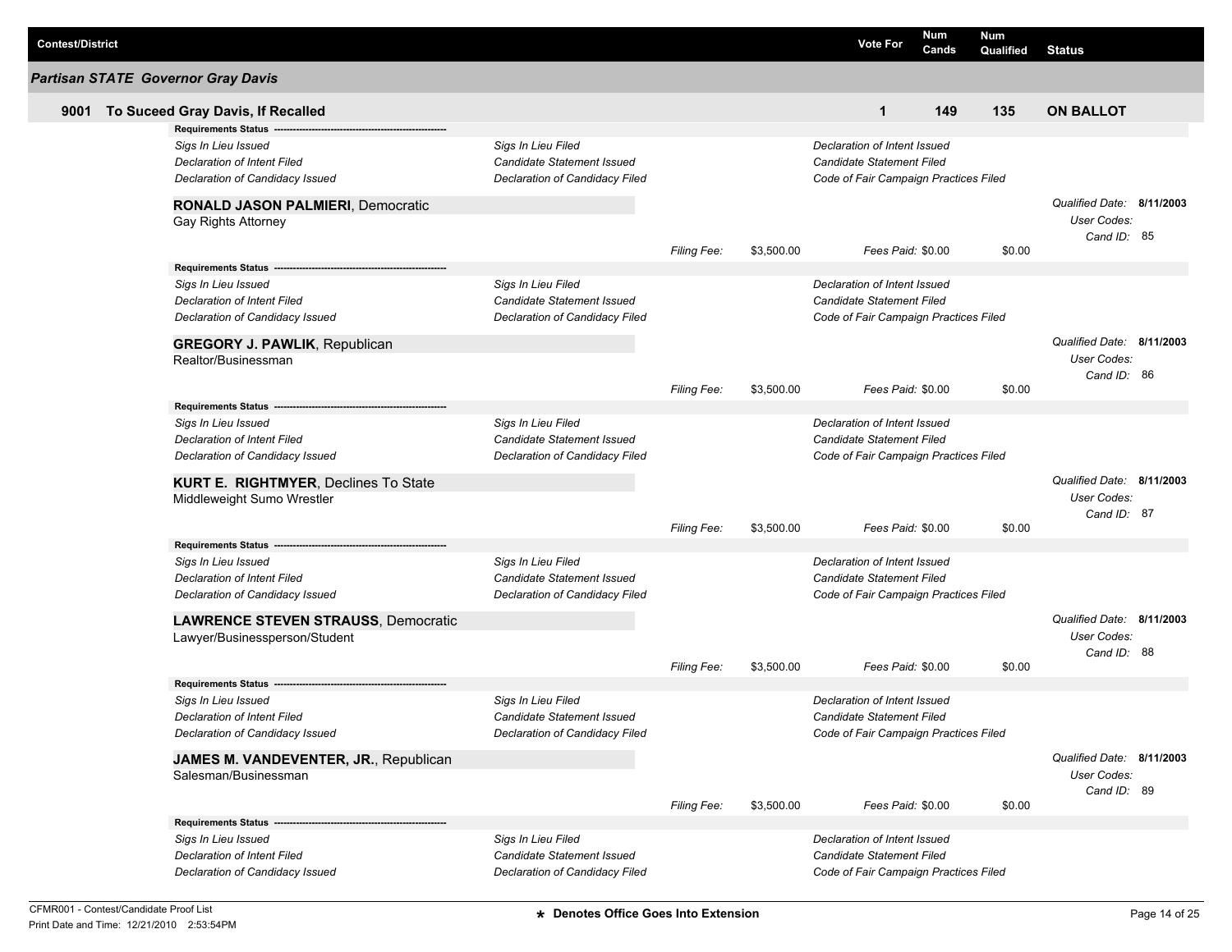| Contest/District | Vote For | Num Cands | Num Qualified | Status |
|---|---|---|---|---|

## Partisan STATE Governor Gray Davis

| | Vote For | Num Cands | Num Qualified | Status |
|---|---|---|---|---|
| **9001 To Suceed Gray Davis, If Recalled** | **1** | **149** | **135** | **ON BALLOT** |

**Requirements Status**

*Sigs In Lieu Issued* | *Sigs In Lieu Filed* | *Declaration of Intent Issued*
*Declaration of Intent Filed* | *Candidate Statement Issued* | *Candidate Statement Filed*
*Declaration of Candidacy Issued* | *Declaration of Candidacy Filed* | *Code of Fair Campaign Practices Filed*

**RONALD JASON PALMIERI**, Democratic
Gay Rights Attorney

*Qualified Date:* **8/11/2003**
*User Codes:*
*Cand ID:* 85

*Filing Fee:* $3,500.00 *Fees Paid:* $0.00 $0.00

**Requirements Status**

*Sigs In Lieu Issued* | *Sigs In Lieu Filed* | *Declaration of Intent Issued*
*Declaration of Intent Filed* | *Candidate Statement Issued* | *Candidate Statement Filed*
*Declaration of Candidacy Issued* | *Declaration of Candidacy Filed* | *Code of Fair Campaign Practices Filed*

**GREGORY J. PAWLIK**, Republican
Realtor/Businessman

*Qualified Date:* **8/11/2003**
*User Codes:*
*Cand ID:* 86

*Filing Fee:* $3,500.00 *Fees Paid:* $0.00 $0.00

**Requirements Status**

*Sigs In Lieu Issued* | *Sigs In Lieu Filed* | *Declaration of Intent Issued*
*Declaration of Intent Filed* | *Candidate Statement Issued* | *Candidate Statement Filed*
*Declaration of Candidacy Issued* | *Declaration of Candidacy Filed* | *Code of Fair Campaign Practices Filed*

**KURT E. RIGHTMYER**, Declines To State
Middleweight Sumo Wrestler

*Qualified Date:* **8/11/2003**
*User Codes:*
*Cand ID:* 87

*Filing Fee:* $3,500.00 *Fees Paid:* $0.00 $0.00

**Requirements Status**

*Sigs In Lieu Issued* | *Sigs In Lieu Filed* | *Declaration of Intent Issued*
*Declaration of Intent Filed* | *Candidate Statement Issued* | *Candidate Statement Filed*
*Declaration of Candidacy Issued* | *Declaration of Candidacy Filed* | *Code of Fair Campaign Practices Filed*

**LAWRENCE STEVEN STRAUSS**, Democratic
Lawyer/Businessperson/Student

*Qualified Date:* **8/11/2003**
*User Codes:*
*Cand ID:* 88

*Filing Fee:* $3,500.00 *Fees Paid:* $0.00 $0.00

**Requirements Status**

*Sigs In Lieu Issued* | *Sigs In Lieu Filed* | *Declaration of Intent Issued*
*Declaration of Intent Filed* | *Candidate Statement Issued* | *Candidate Statement Filed*
*Declaration of Candidacy Issued* | *Declaration of Candidacy Filed* | *Code of Fair Campaign Practices Filed*

**JAMES M. VANDEVENTER, JR.**, Republican
Salesman/Businessman

*Qualified Date:* **8/11/2003**
*User Codes:*
*Cand ID:* 89

*Filing Fee:* $3,500.00 *Fees Paid:* $0.00 $0.00

**Requirements Status**

*Sigs In Lieu Issued* | *Sigs In Lieu Filed* | *Declaration of Intent Issued*
*Declaration of Intent Filed* | *Candidate Statement Issued* | *Candidate Statement Filed*
*Declaration of Candidacy Issued* | *Declaration of Candidacy Filed* | *Code of Fair Campaign Practices Filed*

CFMR001 - Contest/Candidate Proof List
Print Date and Time: 12/21/2010 2:53:54PM

* Denotes Office Goes Into Extension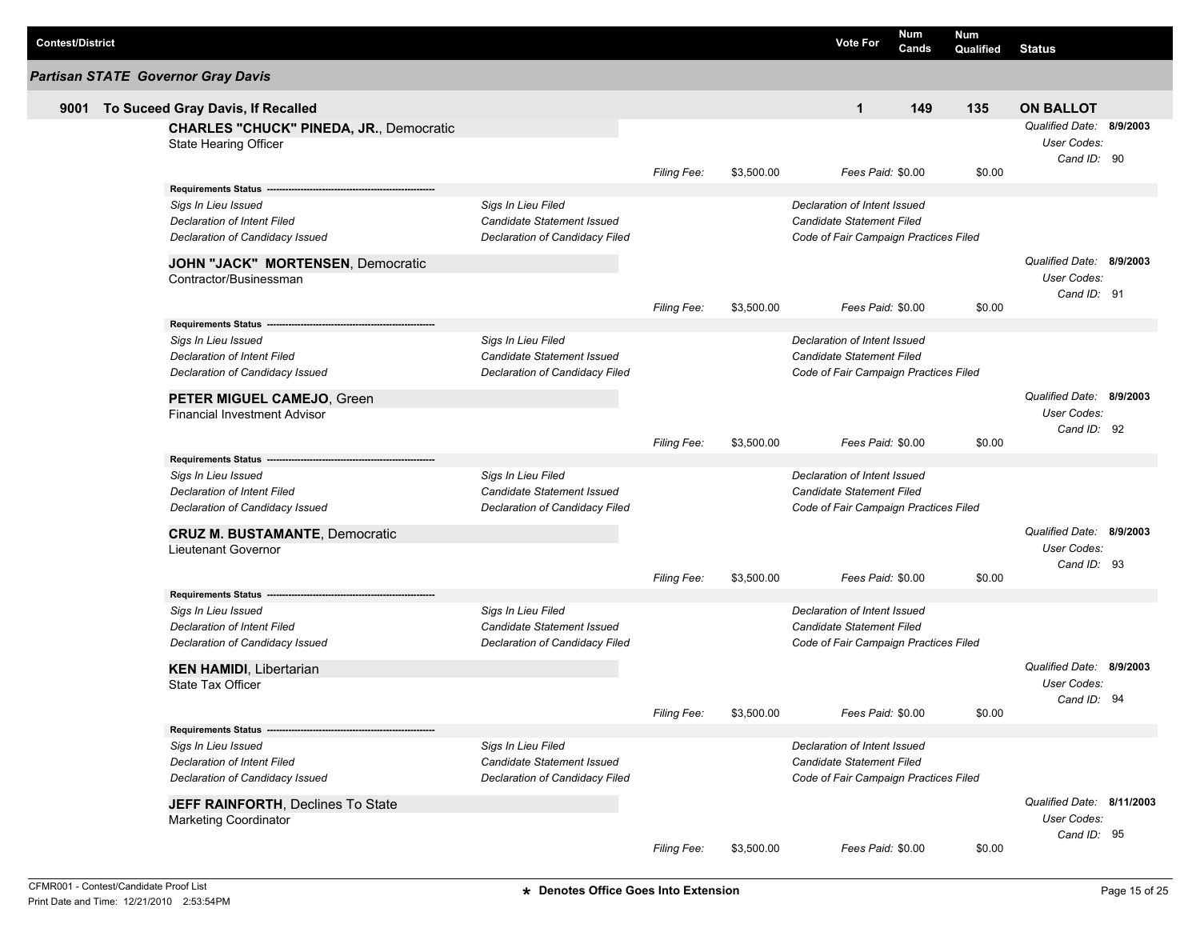| Contest/District | Vote For | Num Cands | Num Qualified | Status |
|---|---|---|---|---|

## Partisan STATE Governor Gray Davis

| | Vote For | Num Cands | Num Qualified | Status |
|---|---|---|---|---|
| **9001 To Suceed Gray Davis, If Recalled** | **1** | **149** | **135** | **ON BALLOT** |

**CHARLES "CHUCK" PINEDA, JR.**, Democratic
State Hearing Officer

*Qualified Date:* **8/9/2003**
*User Codes:*
*Cand ID:* 90

*Filing Fee:* $3,500.00 *Fees Paid:* $0.00 $0.00

**Requirements Status**

| | | |
|---|---|---|
| *Sigs In Lieu Issued* | *Sigs In Lieu Filed* | *Declaration of Intent Issued* |
| *Declaration of Intent Filed* | *Candidate Statement Issued* | *Candidate Statement Filed* |
| *Declaration of Candidacy Issued* | *Declaration of Candidacy Filed* | *Code of Fair Campaign Practices Filed* |

**JOHN "JACK" MORTENSEN**, Democratic
Contractor/Businessman

*Qualified Date:* **8/9/2003**
*User Codes:*
*Cand ID:* 91

*Filing Fee:* $3,500.00 *Fees Paid:* $0.00 $0.00

**Requirements Status**

| | | |
|---|---|---|
| *Sigs In Lieu Issued* | *Sigs In Lieu Filed* | *Declaration of Intent Issued* |
| *Declaration of Intent Filed* | *Candidate Statement Issued* | *Candidate Statement Filed* |
| *Declaration of Candidacy Issued* | *Declaration of Candidacy Filed* | *Code of Fair Campaign Practices Filed* |

**PETER MIGUEL CAMEJO**, Green
Financial Investment Advisor

*Qualified Date:* **8/9/2003**
*User Codes:*
*Cand ID:* 92

*Filing Fee:* $3,500.00 *Fees Paid:* $0.00 $0.00

**Requirements Status**

| | | |
|---|---|---|
| *Sigs In Lieu Issued* | *Sigs In Lieu Filed* | *Declaration of Intent Issued* |
| *Declaration of Intent Filed* | *Candidate Statement Issued* | *Candidate Statement Filed* |
| *Declaration of Candidacy Issued* | *Declaration of Candidacy Filed* | *Code of Fair Campaign Practices Filed* |

**CRUZ M. BUSTAMANTE**, Democratic
Lieutenant Governor

*Qualified Date:* **8/9/2003**
*User Codes:*
*Cand ID:* 93

*Filing Fee:* $3,500.00 *Fees Paid:* $0.00 $0.00

**Requirements Status**

| | | |
|---|---|---|
| *Sigs In Lieu Issued* | *Sigs In Lieu Filed* | *Declaration of Intent Issued* |
| *Declaration of Intent Filed* | *Candidate Statement Issued* | *Candidate Statement Filed* |
| *Declaration of Candidacy Issued* | *Declaration of Candidacy Filed* | *Code of Fair Campaign Practices Filed* |

**KEN HAMIDI**, Libertarian
State Tax Officer

*Qualified Date:* **8/9/2003**
*User Codes:*
*Cand ID:* 94

*Filing Fee:* $3,500.00 *Fees Paid:* $0.00 $0.00

**Requirements Status**

| | | |
|---|---|---|
| *Sigs In Lieu Issued* | *Sigs In Lieu Filed* | *Declaration of Intent Issued* |
| *Declaration of Intent Filed* | *Candidate Statement Issued* | *Candidate Statement Filed* |
| *Declaration of Candidacy Issued* | *Declaration of Candidacy Filed* | *Code of Fair Campaign Practices Filed* |

**JEFF RAINFORTH**, Declines To State
Marketing Coordinator

*Qualified Date:* **8/11/2003**
*User Codes:*
*Cand ID:* 95

*Filing Fee:* $3,500.00 *Fees Paid:* $0.00 $0.00

CFMR001 - Contest/Candidate Proof List
Print Date and Time: 12/21/2010 2:53:54PM

★ Denotes Office Goes Into Extension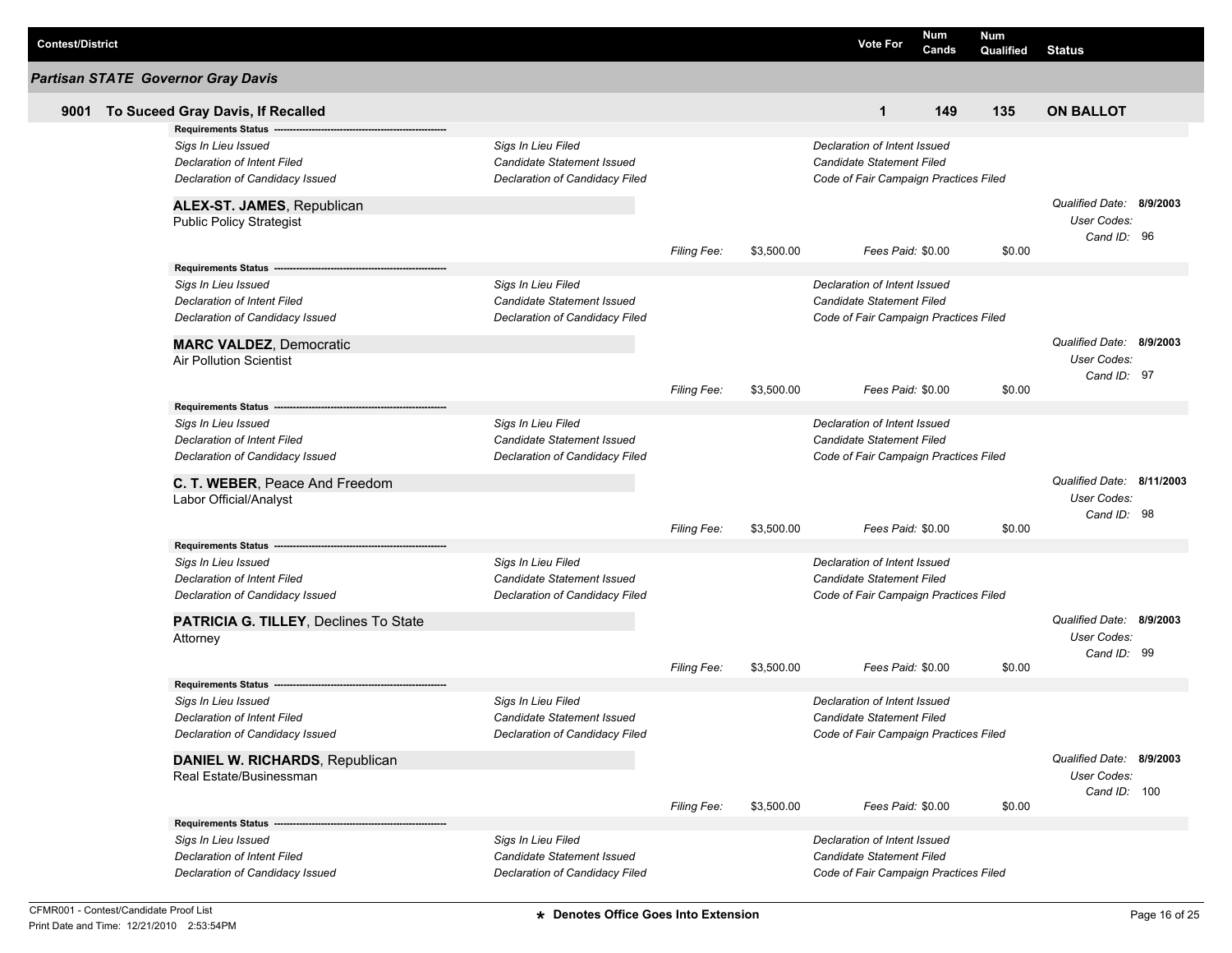| Contest/District | Vote For | Num Cands | Num Qualified | Status |
|---|---|---|---|---|

## Partisan STATE Governor Gray Davis

| | Vote For | Num Cands | Num Qualified | Status |
|---|---|---|---|---|
| **9001 To Suceed Gray Davis, If Recalled** | **1** | **149** | **135** | **ON BALLOT** |

**Requirements Status** ---

*Sigs In Lieu Issued* | *Sigs In Lieu Filed* | *Declaration of Intent Issued*
*Declaration of Intent Filed* | *Candidate Statement Issued* | *Candidate Statement Filed*
*Declaration of Candidacy Issued* | *Declaration of Candidacy Filed* | *Code of Fair Campaign Practices Filed*

**ALEX-ST. JAMES**, Republican
Public Policy Strategist

*Qualified Date:* **8/9/2003**
*User Codes:*
*Cand ID:* 96

*Filing Fee:* $3,500.00 *Fees Paid:* $0.00 $0.00

**Requirements Status** ---

*Sigs In Lieu Issued* | *Sigs In Lieu Filed* | *Declaration of Intent Issued*
*Declaration of Intent Filed* | *Candidate Statement Issued* | *Candidate Statement Filed*
*Declaration of Candidacy Issued* | *Declaration of Candidacy Filed* | *Code of Fair Campaign Practices Filed*

**MARC VALDEZ**, Democratic
Air Pollution Scientist

*Qualified Date:* **8/9/2003**
*User Codes:*
*Cand ID:* 97

*Filing Fee:* $3,500.00 *Fees Paid:* $0.00 $0.00

**Requirements Status** ---

*Sigs In Lieu Issued* | *Sigs In Lieu Filed* | *Declaration of Intent Issued*
*Declaration of Intent Filed* | *Candidate Statement Issued* | *Candidate Statement Filed*
*Declaration of Candidacy Issued* | *Declaration of Candidacy Filed* | *Code of Fair Campaign Practices Filed*

**C. T. WEBER**, Peace And Freedom
Labor Official/Analyst

*Qualified Date:* **8/11/2003**
*User Codes:*
*Cand ID:* 98

*Filing Fee:* $3,500.00 *Fees Paid:* $0.00 $0.00

**Requirements Status** ---

*Sigs In Lieu Issued* | *Sigs In Lieu Filed* | *Declaration of Intent Issued*
*Declaration of Intent Filed* | *Candidate Statement Issued* | *Candidate Statement Filed*
*Declaration of Candidacy Issued* | *Declaration of Candidacy Filed* | *Code of Fair Campaign Practices Filed*

**PATRICIA G. TILLEY**, Declines To State
Attorney

*Qualified Date:* **8/9/2003**
*User Codes:*
*Cand ID:* 99

*Filing Fee:* $3,500.00 *Fees Paid:* $0.00 $0.00

**Requirements Status** ---

*Sigs In Lieu Issued* | *Sigs In Lieu Filed* | *Declaration of Intent Issued*
*Declaration of Intent Filed* | *Candidate Statement Issued* | *Candidate Statement Filed*
*Declaration of Candidacy Issued* | *Declaration of Candidacy Filed* | *Code of Fair Campaign Practices Filed*

**DANIEL W. RICHARDS**, Republican
Real Estate/Businessman

*Qualified Date:* **8/9/2003**
*User Codes:*
*Cand ID:* 100

*Filing Fee:* $3,500.00 *Fees Paid:* $0.00 $0.00

**Requirements Status** ---

*Sigs In Lieu Issued* | *Sigs In Lieu Filed* | *Declaration of Intent Issued*
*Declaration of Intent Filed* | *Candidate Statement Issued* | *Candidate Statement Filed*
*Declaration of Candidacy Issued* | *Declaration of Candidacy Filed* | *Code of Fair Campaign Practices Filed*

CFMR001 - Contest/Candidate Proof List
Print Date and Time: 12/21/2010 2:53:54PM

★ Denotes Office Goes Into Extension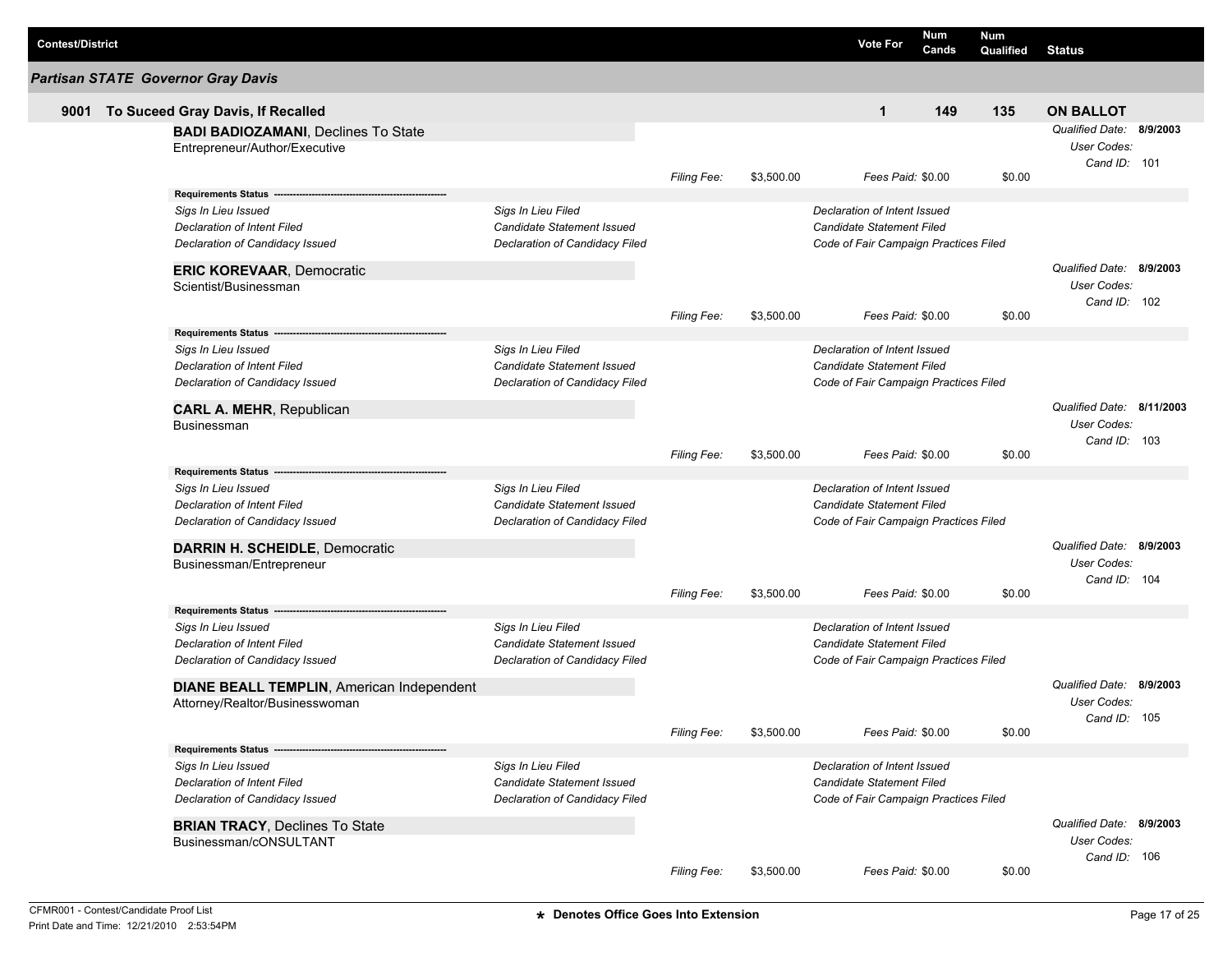| Contest/District | Vote For | Num Cands | Num Qualified | Status |
|---|---|---|---|---|

## Partisan STATE Governor Gray Davis

| 9001 To Suceed Gray Davis, If Recalled | Vote For | Num Cands | Num Qualified | Status |
|---|---|---|---|---|
| | 1 | 149 | 135 | **ON BALLOT** |

**BADI BADIOZAMANI**, Declines To State
Entrepreneur/Author/Executive

*Qualified Date:* **8/9/2003**
*User Codes:*
*Cand ID:* 101

*Filing Fee:* $3,500.00 *Fees Paid:* $0.00 $0.00

**Requirements Status**

| | | |
|---|---|---|
| *Sigs In Lieu Issued* | *Sigs In Lieu Filed* | *Declaration of Intent Issued* |
| *Declaration of Intent Filed* | *Candidate Statement Issued* | *Candidate Statement Filed* |
| *Declaration of Candidacy Issued* | *Declaration of Candidacy Filed* | *Code of Fair Campaign Practices Filed* |

**ERIC KOREVAAR**, Democratic
Scientist/Businessman

*Qualified Date:* **8/9/2003**
*User Codes:*
*Cand ID:* 102

*Filing Fee:* $3,500.00 *Fees Paid:* $0.00 $0.00

**Requirements Status**

| | | |
|---|---|---|
| *Sigs In Lieu Issued* | *Sigs In Lieu Filed* | *Declaration of Intent Issued* |
| *Declaration of Intent Filed* | *Candidate Statement Issued* | *Candidate Statement Filed* |
| *Declaration of Candidacy Issued* | *Declaration of Candidacy Filed* | *Code of Fair Campaign Practices Filed* |

**CARL A. MEHR**, Republican
Businessman

*Qualified Date:* **8/11/2003**
*User Codes:*
*Cand ID:* 103

*Filing Fee:* $3,500.00 *Fees Paid:* $0.00 $0.00

**Requirements Status**

| | | |
|---|---|---|
| *Sigs In Lieu Issued* | *Sigs In Lieu Filed* | *Declaration of Intent Issued* |
| *Declaration of Intent Filed* | *Candidate Statement Issued* | *Candidate Statement Filed* |
| *Declaration of Candidacy Issued* | *Declaration of Candidacy Filed* | *Code of Fair Campaign Practices Filed* |

**DARRIN H. SCHEIDLE**, Democratic
Businessman/Entrepreneur

*Qualified Date:* **8/9/2003**
*User Codes:*
*Cand ID:* 104

*Filing Fee:* $3,500.00 *Fees Paid:* $0.00 $0.00

**Requirements Status**

| | | |
|---|---|---|
| *Sigs In Lieu Issued* | *Sigs In Lieu Filed* | *Declaration of Intent Issued* |
| *Declaration of Intent Filed* | *Candidate Statement Issued* | *Candidate Statement Filed* |
| *Declaration of Candidacy Issued* | *Declaration of Candidacy Filed* | *Code of Fair Campaign Practices Filed* |

**DIANE BEALL TEMPLIN**, American Independent
Attorney/Realtor/Businesswoman

*Qualified Date:* **8/9/2003**
*User Codes:*
*Cand ID:* 105

*Filing Fee:* $3,500.00 *Fees Paid:* $0.00 $0.00

**Requirements Status**

| | | |
|---|---|---|
| *Sigs In Lieu Issued* | *Sigs In Lieu Filed* | *Declaration of Intent Issued* |
| *Declaration of Intent Filed* | *Candidate Statement Issued* | *Candidate Statement Filed* |
| *Declaration of Candidacy Issued* | *Declaration of Candidacy Filed* | *Code of Fair Campaign Practices Filed* |

**BRIAN TRACY**, Declines To State
Businessman/cONSULTANT

*Qualified Date:* **8/9/2003**
*User Codes:*
*Cand ID:* 106

*Filing Fee:* $3,500.00 *Fees Paid:* $0.00 $0.00

★ Denotes Office Goes Into Extension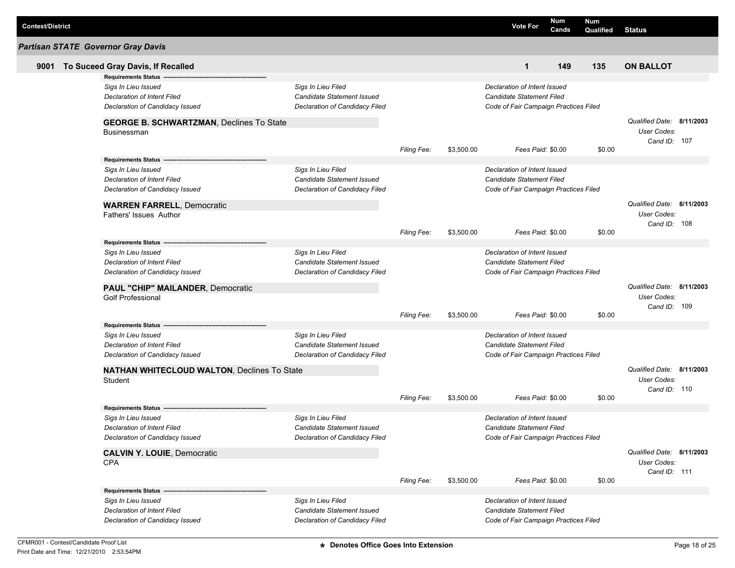| Contest/District | Vote For | Num Cands | Num Qualified | Status |
|---|---|---|---|---|

### Partisan STATE Governor Gray Davis

| | Vote For | Num Cands | Num Qualified | Status |
|---|---|---|---|---|
| **9001 To Suceed Gray Davis, If Recalled** | **1** | **149** | **135** | **ON BALLOT** |

**Requirements Status**

| | | |
|---|---|---|
| *Sigs In Lieu Issued* | *Sigs In Lieu Filed* | *Declaration of Intent Issued* |
| *Declaration of Intent Filed* | *Candidate Statement Issued* | *Candidate Statement Filed* |
| *Declaration of Candidacy Issued* | *Declaration of Candidacy Filed* | *Code of Fair Campaign Practices Filed* |

**GEORGE B. SCHWARTZMAN**, Declines To State
Businessman

*Qualified Date:* **8/11/2003**
*User Codes:*
*Cand ID:* 107

*Filing Fee:* $3,500.00 *Fees Paid:* $0.00 $0.00

**Requirements Status**

| | | |
|---|---|---|
| *Sigs In Lieu Issued* | *Sigs In Lieu Filed* | *Declaration of Intent Issued* |
| *Declaration of Intent Filed* | *Candidate Statement Issued* | *Candidate Statement Filed* |
| *Declaration of Candidacy Issued* | *Declaration of Candidacy Filed* | *Code of Fair Campaign Practices Filed* |

**WARREN FARRELL**, Democratic
Fathers' Issues Author

*Qualified Date:* **8/11/2003**
*User Codes:*
*Cand ID:* 108

*Filing Fee:* $3,500.00 *Fees Paid:* $0.00 $0.00

**Requirements Status**

| | | |
|---|---|---|
| *Sigs In Lieu Issued* | *Sigs In Lieu Filed* | *Declaration of Intent Issued* |
| *Declaration of Intent Filed* | *Candidate Statement Issued* | *Candidate Statement Filed* |
| *Declaration of Candidacy Issued* | *Declaration of Candidacy Filed* | *Code of Fair Campaign Practices Filed* |

**PAUL "CHIP" MAILANDER**, Democratic
Golf Professional

*Qualified Date:* **8/11/2003**
*User Codes:*
*Cand ID:* 109

*Filing Fee:* $3,500.00 *Fees Paid:* $0.00 $0.00

**Requirements Status**

| | | |
|---|---|---|
| *Sigs In Lieu Issued* | *Sigs In Lieu Filed* | *Declaration of Intent Issued* |
| *Declaration of Intent Filed* | *Candidate Statement Issued* | *Candidate Statement Filed* |
| *Declaration of Candidacy Issued* | *Declaration of Candidacy Filed* | *Code of Fair Campaign Practices Filed* |

**NATHAN WHITECLOUD WALTON**, Declines To State
Student

*Qualified Date:* **8/11/2003**
*User Codes:*
*Cand ID:* 110

*Filing Fee:* $3,500.00 *Fees Paid:* $0.00 $0.00

**Requirements Status**

| | | |
|---|---|---|
| *Sigs In Lieu Issued* | *Sigs In Lieu Filed* | *Declaration of Intent Issued* |
| *Declaration of Intent Filed* | *Candidate Statement Issued* | *Candidate Statement Filed* |
| *Declaration of Candidacy Issued* | *Declaration of Candidacy Filed* | *Code of Fair Campaign Practices Filed* |

**CALVIN Y. LOUIE**, Democratic
CPA

*Qualified Date:* **8/11/2003**
*User Codes:*
*Cand ID:* 111

*Filing Fee:* $3,500.00 *Fees Paid:* $0.00 $0.00

**Requirements Status**

| | | |
|---|---|---|
| *Sigs In Lieu Issued* | *Sigs In Lieu Filed* | *Declaration of Intent Issued* |
| *Declaration of Intent Filed* | *Candidate Statement Issued* | *Candidate Statement Filed* |
| *Declaration of Candidacy Issued* | *Declaration of Candidacy Filed* | *Code of Fair Campaign Practices Filed* |

CFMR001 - Contest/Candidate Proof List
Print Date and Time: 12/21/2010 2:53:54PM

**\* Denotes Office Goes Into Extension**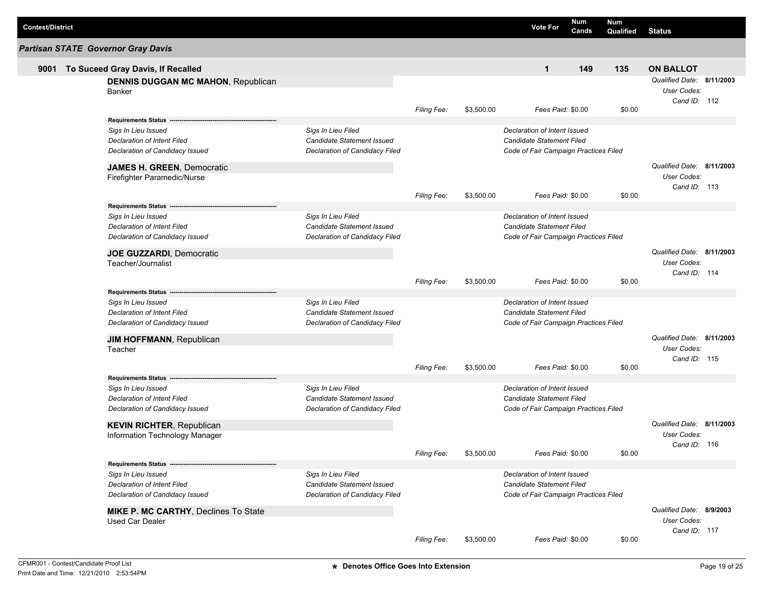| Contest/District | Vote For | Num Cands | Num Qualified | Status |
|---|---|---|---|---|

## Partisan STATE Governor Gray Davis

| 9001 To Suceed Gray Davis, If Recalled | Vote For | Num Cands | Num Qualified | Status |
|---|---|---|---|---|
| | 1 | 149 | 135 | ON BALLOT |

**DENNIS DUGGAN MC MAHON**, Republican
Banker

*Qualified Date:* **8/11/2003**
*User Codes:*
*Cand ID:* 112

*Filing Fee:* $3,500.00 *Fees Paid:* $0.00 $0.00

**Requirements Status**

| | | |
|---|---|---|
| *Sigs In Lieu Issued* | *Sigs In Lieu Filed* | *Declaration of Intent Issued* |
| *Declaration of Intent Filed* | *Candidate Statement Issued* | *Candidate Statement Filed* |
| *Declaration of Candidacy Issued* | *Declaration of Candidacy Filed* | *Code of Fair Campaign Practices Filed* |

**JAMES H. GREEN**, Democratic
Firefighter Paramedic/Nurse

*Qualified Date:* **8/11/2003**
*User Codes:*
*Cand ID:* 113

*Filing Fee:* $3,500.00 *Fees Paid:* $0.00 $0.00

**Requirements Status**

| | | |
|---|---|---|
| *Sigs In Lieu Issued* | *Sigs In Lieu Filed* | *Declaration of Intent Issued* |
| *Declaration of Intent Filed* | *Candidate Statement Issued* | *Candidate Statement Filed* |
| *Declaration of Candidacy Issued* | *Declaration of Candidacy Filed* | *Code of Fair Campaign Practices Filed* |

**JOE GUZZARDI**, Democratic
Teacher/Journalist

*Qualified Date:* **8/11/2003**
*User Codes:*
*Cand ID:* 114

*Filing Fee:* $3,500.00 *Fees Paid:* $0.00 $0.00

**Requirements Status**

| | | |
|---|---|---|
| *Sigs In Lieu Issued* | *Sigs In Lieu Filed* | *Declaration of Intent Issued* |
| *Declaration of Intent Filed* | *Candidate Statement Issued* | *Candidate Statement Filed* |
| *Declaration of Candidacy Issued* | *Declaration of Candidacy Filed* | *Code of Fair Campaign Practices Filed* |

**JIM HOFFMANN**, Republican
Teacher

*Qualified Date:* **8/11/2003**
*User Codes:*
*Cand ID:* 115

*Filing Fee:* $3,500.00 *Fees Paid:* $0.00 $0.00

**Requirements Status**

| | | |
|---|---|---|
| *Sigs In Lieu Issued* | *Sigs In Lieu Filed* | *Declaration of Intent Issued* |
| *Declaration of Intent Filed* | *Candidate Statement Issued* | *Candidate Statement Filed* |
| *Declaration of Candidacy Issued* | *Declaration of Candidacy Filed* | *Code of Fair Campaign Practices Filed* |

**KEVIN RICHTER**, Republican
Information Technology Manager

*Qualified Date:* **8/11/2003**
*User Codes:*
*Cand ID:* 116

*Filing Fee:* $3,500.00 *Fees Paid:* $0.00 $0.00

**Requirements Status**

| | | |
|---|---|---|
| *Sigs In Lieu Issued* | *Sigs In Lieu Filed* | *Declaration of Intent Issued* |
| *Declaration of Intent Filed* | *Candidate Statement Issued* | *Candidate Statement Filed* |
| *Declaration of Candidacy Issued* | *Declaration of Candidacy Filed* | *Code of Fair Campaign Practices Filed* |

**MIKE P. MC CARTHY**, Declines To State
Used Car Dealer

*Qualified Date:* **8/9/2003**
*User Codes:*
*Cand ID:* 117

*Filing Fee:* $3,500.00 *Fees Paid:* $0.00 $0.00

CFMR001 - Contest/Candidate Proof List
Print Date and Time: 12/21/2010 2:53:54PM

**\* Denotes Office Goes Into Extension**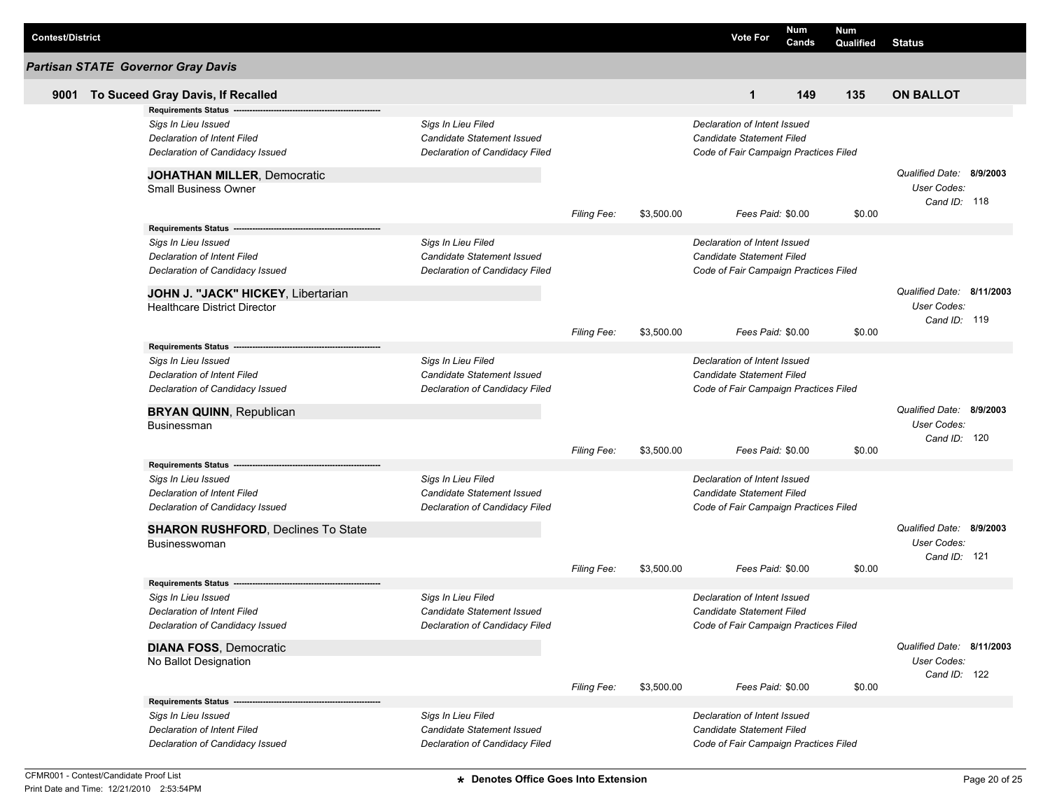| Contest/District | Vote For | Num Cands | Num Qualified | Status |
|---|---|---|---|---|

## Partisan STATE Governor Gray Davis

| | | Vote For | Num Cands | Num Qualified | Status |
|---|---|---|---|---|---|
| **9001** | **To Suceed Gray Davis, If Recalled** | **1** | **149** | **135** | **ON BALLOT** |

**Requirements Status** ----------------------------------------------------------

*Sigs In Lieu Issued* | *Sigs In Lieu Filed* | *Declaration of Intent Issued*
*Declaration of Intent Filed* | *Candidate Statement Issued* | *Candidate Statement Filed*
*Declaration of Candidacy Issued* | *Declaration of Candidacy Filed* | *Code of Fair Campaign Practices Filed*

**JOHATHAN MILLER**, Democratic
Small Business Owner

*Qualified Date:* **8/9/2003**
*User Codes:*
*Cand ID:* 118

*Filing Fee:* $3,500.00 *Fees Paid:* $0.00 $0.00

**Requirements Status** ----------------------------------------------------------

*Sigs In Lieu Issued* | *Sigs In Lieu Filed* | *Declaration of Intent Issued*
*Declaration of Intent Filed* | *Candidate Statement Issued* | *Candidate Statement Filed*
*Declaration of Candidacy Issued* | *Declaration of Candidacy Filed* | *Code of Fair Campaign Practices Filed*

**JOHN J. "JACK" HICKEY**, Libertarian
Healthcare District Director

*Qualified Date:* **8/11/2003**
*User Codes:*
*Cand ID:* 119

*Filing Fee:* $3,500.00 *Fees Paid:* $0.00 $0.00

**Requirements Status** ----------------------------------------------------------

*Sigs In Lieu Issued* | *Sigs In Lieu Filed* | *Declaration of Intent Issued*
*Declaration of Intent Filed* | *Candidate Statement Issued* | *Candidate Statement Filed*
*Declaration of Candidacy Issued* | *Declaration of Candidacy Filed* | *Code of Fair Campaign Practices Filed*

**BRYAN QUINN**, Republican
Businessman

*Qualified Date:* **8/9/2003**
*User Codes:*
*Cand ID:* 120

*Filing Fee:* $3,500.00 *Fees Paid:* $0.00 $0.00

**Requirements Status** ----------------------------------------------------------

*Sigs In Lieu Issued* | *Sigs In Lieu Filed* | *Declaration of Intent Issued*
*Declaration of Intent Filed* | *Candidate Statement Issued* | *Candidate Statement Filed*
*Declaration of Candidacy Issued* | *Declaration of Candidacy Filed* | *Code of Fair Campaign Practices Filed*

**SHARON RUSHFORD**, Declines To State
Businesswoman

*Qualified Date:* **8/9/2003**
*User Codes:*
*Cand ID:* 121

*Filing Fee:* $3,500.00 *Fees Paid:* $0.00 $0.00

**Requirements Status** ----------------------------------------------------------

*Sigs In Lieu Issued* | *Sigs In Lieu Filed* | *Declaration of Intent Issued*
*Declaration of Intent Filed* | *Candidate Statement Issued* | *Candidate Statement Filed*
*Declaration of Candidacy Issued* | *Declaration of Candidacy Filed* | *Code of Fair Campaign Practices Filed*

**DIANA FOSS**, Democratic
No Ballot Designation

*Qualified Date:* **8/11/2003**
*User Codes:*
*Cand ID:* 122

*Filing Fee:* $3,500.00 *Fees Paid:* $0.00 $0.00

**Requirements Status** ----------------------------------------------------------

*Sigs In Lieu Issued* | *Sigs In Lieu Filed* | *Declaration of Intent Issued*
*Declaration of Intent Filed* | *Candidate Statement Issued* | *Candidate Statement Filed*
*Declaration of Candidacy Issued* | *Declaration of Candidacy Filed* | *Code of Fair Campaign Practices Filed*

**\* Denotes Office Goes Into Extension**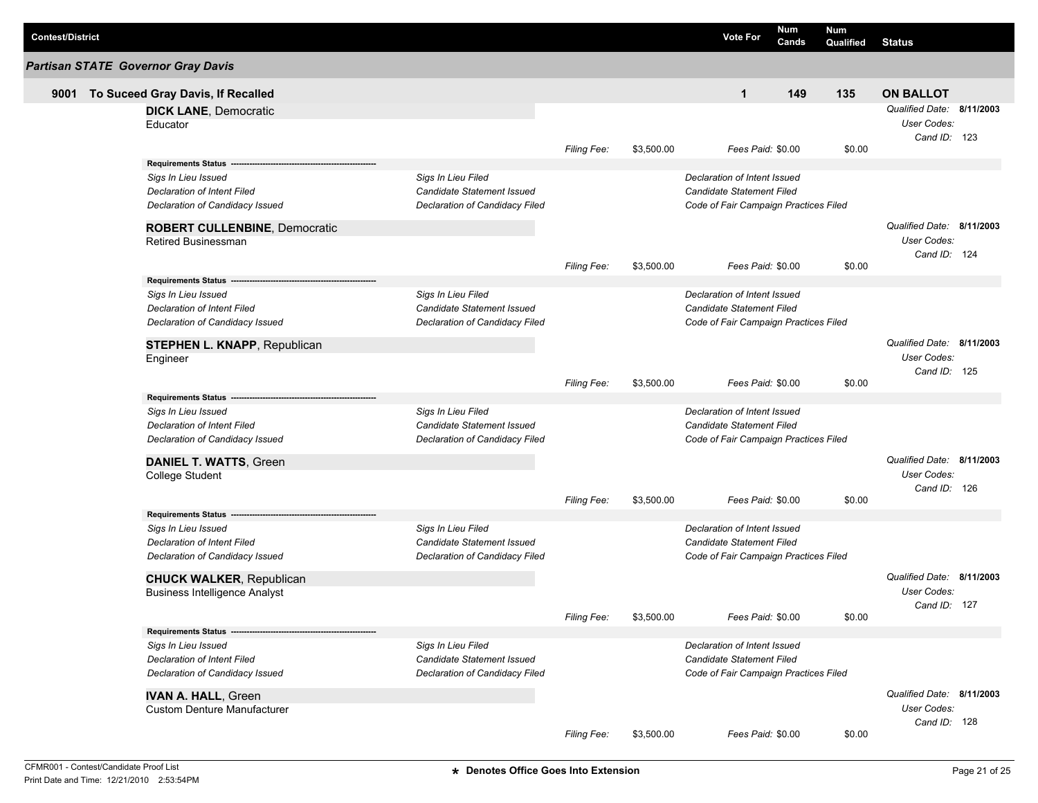| Contest/District | Vote For | Num Cands | Num Qualified | Status |
|---|---|---|---|---|

## Partisan STATE Governor Gray Davis

| | Vote For | Num Cands | Num Qualified | Status |
|---|---|---|---|---|
| **9001 To Suceed Gray Davis, If Recalled** | **1** | **149** | **135** | **ON BALLOT** |

**DICK LANE**, Democratic
Educator

*Qualified Date:* **8/11/2003**
*User Codes:*
*Cand ID:* 123

*Filing Fee:* $3,500.00 *Fees Paid:* $0.00 $0.00

**Requirements Status**

| | | |
|---|---|---|
| *Sigs In Lieu Issued* | *Sigs In Lieu Filed* | *Declaration of Intent Issued* |
| *Declaration of Intent Filed* | *Candidate Statement Issued* | *Candidate Statement Filed* |
| *Declaration of Candidacy Issued* | *Declaration of Candidacy Filed* | *Code of Fair Campaign Practices Filed* |

**ROBERT CULLENBINE**, Democratic
Retired Businessman

*Qualified Date:* **8/11/2003**
*User Codes:*
*Cand ID:* 124

*Filing Fee:* $3,500.00 *Fees Paid:* $0.00 $0.00

**Requirements Status**

| | | |
|---|---|---|
| *Sigs In Lieu Issued* | *Sigs In Lieu Filed* | *Declaration of Intent Issued* |
| *Declaration of Intent Filed* | *Candidate Statement Issued* | *Candidate Statement Filed* |
| *Declaration of Candidacy Issued* | *Declaration of Candidacy Filed* | *Code of Fair Campaign Practices Filed* |

**STEPHEN L. KNAPP**, Republican
Engineer

*Qualified Date:* **8/11/2003**
*User Codes:*
*Cand ID:* 125

*Filing Fee:* $3,500.00 *Fees Paid:* $0.00 $0.00

**Requirements Status**

| | | |
|---|---|---|
| *Sigs In Lieu Issued* | *Sigs In Lieu Filed* | *Declaration of Intent Issued* |
| *Declaration of Intent Filed* | *Candidate Statement Issued* | *Candidate Statement Filed* |
| *Declaration of Candidacy Issued* | *Declaration of Candidacy Filed* | *Code of Fair Campaign Practices Filed* |

**DANIEL T. WATTS**, Green
College Student

*Qualified Date:* **8/11/2003**
*User Codes:*
*Cand ID:* 126

*Filing Fee:* $3,500.00 *Fees Paid:* $0.00 $0.00

**Requirements Status**

| | | |
|---|---|---|
| *Sigs In Lieu Issued* | *Sigs In Lieu Filed* | *Declaration of Intent Issued* |
| *Declaration of Intent Filed* | *Candidate Statement Issued* | *Candidate Statement Filed* |
| *Declaration of Candidacy Issued* | *Declaration of Candidacy Filed* | *Code of Fair Campaign Practices Filed* |

**CHUCK WALKER**, Republican
Business Intelligence Analyst

*Qualified Date:* **8/11/2003**
*User Codes:*
*Cand ID:* 127

*Filing Fee:* $3,500.00 *Fees Paid:* $0.00 $0.00

**Requirements Status**

| | | |
|---|---|---|
| *Sigs In Lieu Issued* | *Sigs In Lieu Filed* | *Declaration of Intent Issued* |
| *Declaration of Intent Filed* | *Candidate Statement Issued* | *Candidate Statement Filed* |
| *Declaration of Candidacy Issued* | *Declaration of Candidacy Filed* | *Code of Fair Campaign Practices Filed* |

**IVAN A. HALL**, Green
Custom Denture Manufacturer

*Qualified Date:* **8/11/2003**
*User Codes:*
*Cand ID:* 128

*Filing Fee:* $3,500.00 *Fees Paid:* $0.00 $0.00

CFMR001 - Contest/Candidate Proof List
Print Date and Time: 12/21/2010 2:53:54PM

**\* Denotes Office Goes Into Extension**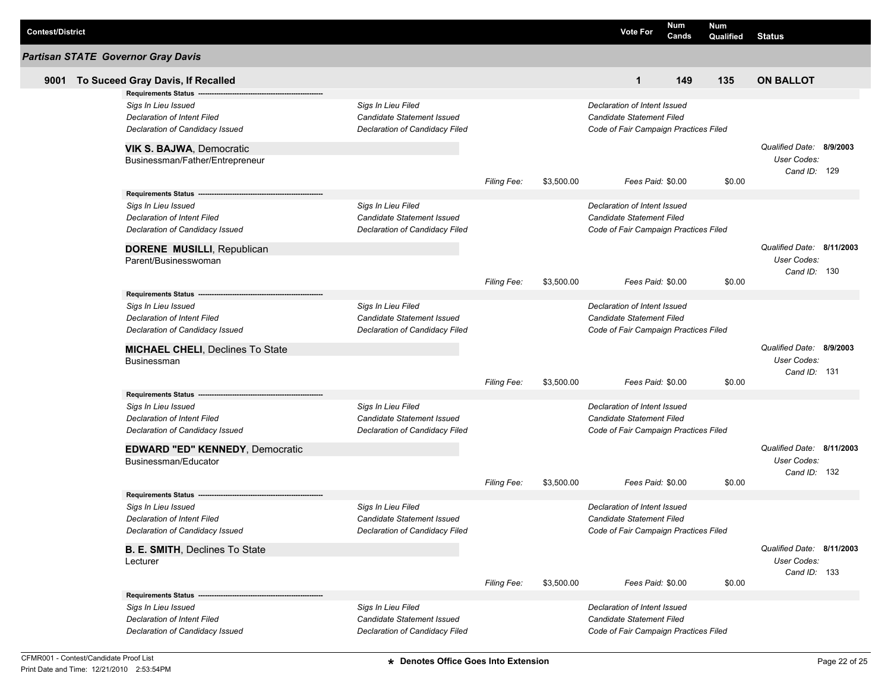| Contest/District | Vote For | Num Cands | Num Qualified | Status |
|---|---|---|---|---|

## Partisan STATE Governor Gray Davis

| | Vote For | Num Cands | Num Qualified | Status |
|---|---|---|---|---|
| **9001 To Suceed Gray Davis, If Recalled** | **1** | **149** | **135** | **ON BALLOT** |

**Requirements Status**

| | | |
|---|---|---|
| *Sigs In Lieu Issued* | *Sigs In Lieu Filed* | *Declaration of Intent Issued* |
| *Declaration of Intent Filed* | *Candidate Statement Issued* | *Candidate Statement Filed* |
| *Declaration of Candidacy Issued* | *Declaration of Candidacy Filed* | *Code of Fair Campaign Practices Filed* |

**VIK S. BAJWA**, Democratic
Businessman/Father/Entrepreneur

*Qualified Date:* **8/9/2003**
*User Codes:*
*Cand ID:* 129

*Filing Fee:* $3,500.00 *Fees Paid:* $0.00 $0.00

**Requirements Status**

| | | |
|---|---|---|
| *Sigs In Lieu Issued* | *Sigs In Lieu Filed* | *Declaration of Intent Issued* |
| *Declaration of Intent Filed* | *Candidate Statement Issued* | *Candidate Statement Filed* |
| *Declaration of Candidacy Issued* | *Declaration of Candidacy Filed* | *Code of Fair Campaign Practices Filed* |

**DORENE MUSILLI**, Republican
Parent/Businesswoman

*Qualified Date:* **8/11/2003**
*User Codes:*
*Cand ID:* 130

*Filing Fee:* $3,500.00 *Fees Paid:* $0.00 $0.00

**Requirements Status**

| | | |
|---|---|---|
| *Sigs In Lieu Issued* | *Sigs In Lieu Filed* | *Declaration of Intent Issued* |
| *Declaration of Intent Filed* | *Candidate Statement Issued* | *Candidate Statement Filed* |
| *Declaration of Candidacy Issued* | *Declaration of Candidacy Filed* | *Code of Fair Campaign Practices Filed* |

**MICHAEL CHELI**, Declines To State
Businessman

*Qualified Date:* **8/9/2003**
*User Codes:*
*Cand ID:* 131

*Filing Fee:* $3,500.00 *Fees Paid:* $0.00 $0.00

**Requirements Status**

| | | |
|---|---|---|
| *Sigs In Lieu Issued* | *Sigs In Lieu Filed* | *Declaration of Intent Issued* |
| *Declaration of Intent Filed* | *Candidate Statement Issued* | *Candidate Statement Filed* |
| *Declaration of Candidacy Issued* | *Declaration of Candidacy Filed* | *Code of Fair Campaign Practices Filed* |

**EDWARD "ED" KENNEDY**, Democratic
Businessman/Educator

*Qualified Date:* **8/11/2003**
*User Codes:*
*Cand ID:* 132

*Filing Fee:* $3,500.00 *Fees Paid:* $0.00 $0.00

**Requirements Status**

| | | |
|---|---|---|
| *Sigs In Lieu Issued* | *Sigs In Lieu Filed* | *Declaration of Intent Issued* |
| *Declaration of Intent Filed* | *Candidate Statement Issued* | *Candidate Statement Filed* |
| *Declaration of Candidacy Issued* | *Declaration of Candidacy Filed* | *Code of Fair Campaign Practices Filed* |

**B. E. SMITH**, Declines To State
Lecturer

*Qualified Date:* **8/11/2003**
*User Codes:*
*Cand ID:* 133

*Filing Fee:* $3,500.00 *Fees Paid:* $0.00 $0.00

**Requirements Status**

| | | |
|---|---|---|
| *Sigs In Lieu Issued* | *Sigs In Lieu Filed* | *Declaration of Intent Issued* |
| *Declaration of Intent Filed* | *Candidate Statement Issued* | *Candidate Statement Filed* |
| *Declaration of Candidacy Issued* | *Declaration of Candidacy Filed* | *Code of Fair Campaign Practices Filed* |

CFMR001 - Contest/Candidate Proof List
Print Date and Time: 12/21/2010 2:53:54PM

**\* Denotes Office Goes Into Extension**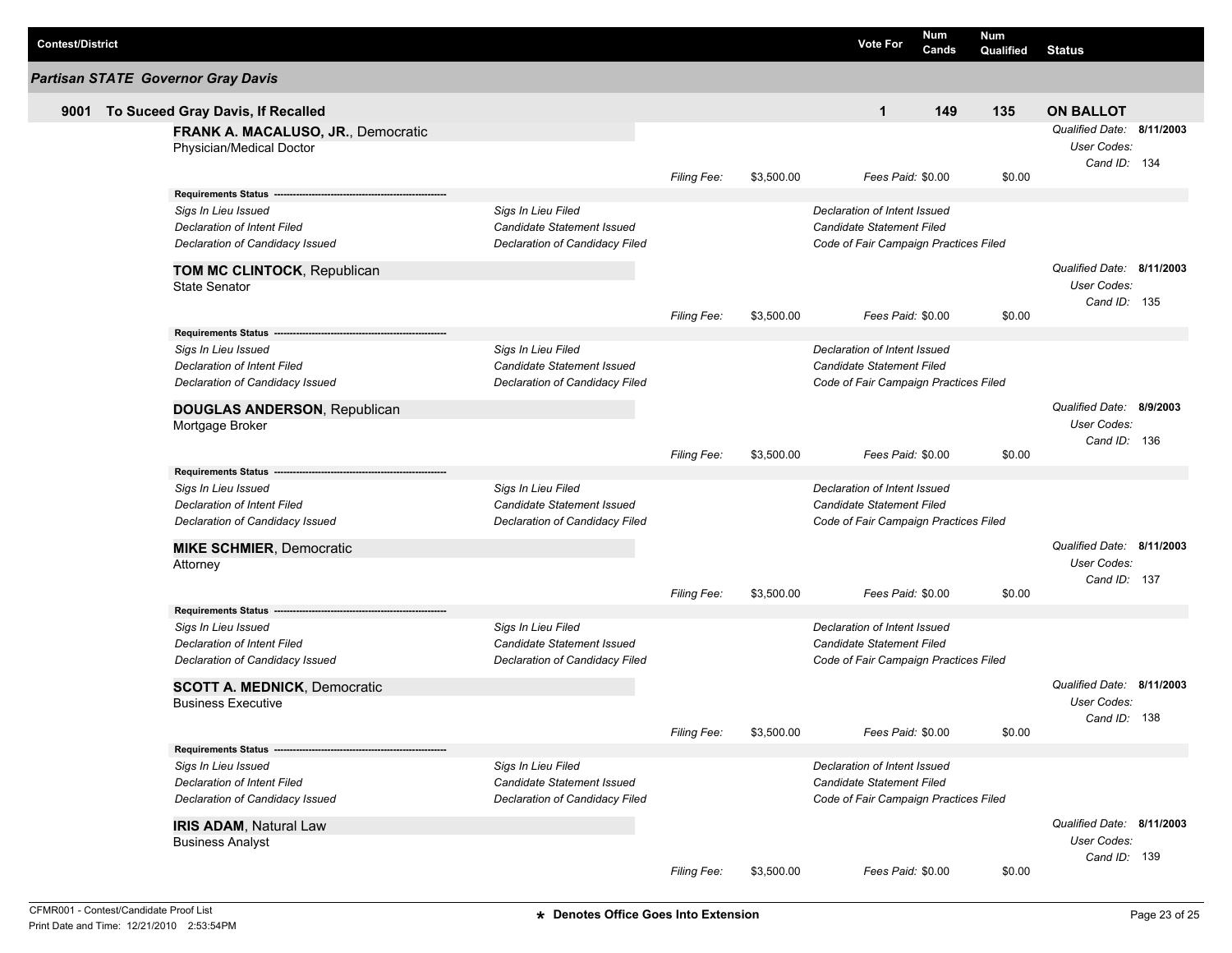| Contest/District | | Vote For | Num Cands | Num Qualified | Status |
|---|---|---|---|---|---|

### Partisan STATE Governor Gray Davis

| | | Vote For | Num Cands | Num Qualified | Status |
|---|---|---|---|---|---|
| **9001** | **To Suceed Gray Davis, If Recalled** | **1** | **149** | **135** | **ON BALLOT** |

**FRANK A. MACALUSO, JR.**, Democratic
Physician/Medical Doctor

*Qualified Date:* **8/11/2003**
*User Codes:*
*Cand ID:* 134

*Filing Fee:* $3,500.00 *Fees Paid:* $0.00 $0.00

**Requirements Status**

| | | |
|---|---|---|
| *Sigs In Lieu Issued* | *Sigs In Lieu Filed* | *Declaration of Intent Issued* |
| *Declaration of Intent Filed* | *Candidate Statement Issued* | *Candidate Statement Filed* |
| *Declaration of Candidacy Issued* | *Declaration of Candidacy Filed* | *Code of Fair Campaign Practices Filed* |

**TOM MC CLINTOCK**, Republican
State Senator

*Qualified Date:* **8/11/2003**
*User Codes:*
*Cand ID:* 135

*Filing Fee:* $3,500.00 *Fees Paid:* $0.00 $0.00

**Requirements Status**

| | | |
|---|---|---|
| *Sigs In Lieu Issued* | *Sigs In Lieu Filed* | *Declaration of Intent Issued* |
| *Declaration of Intent Filed* | *Candidate Statement Issued* | *Candidate Statement Filed* |
| *Declaration of Candidacy Issued* | *Declaration of Candidacy Filed* | *Code of Fair Campaign Practices Filed* |

**DOUGLAS ANDERSON**, Republican
Mortgage Broker

*Qualified Date:* **8/9/2003**
*User Codes:*
*Cand ID:* 136

*Filing Fee:* $3,500.00 *Fees Paid:* $0.00 $0.00

**Requirements Status**

| | | |
|---|---|---|
| *Sigs In Lieu Issued* | *Sigs In Lieu Filed* | *Declaration of Intent Issued* |
| *Declaration of Intent Filed* | *Candidate Statement Issued* | *Candidate Statement Filed* |
| *Declaration of Candidacy Issued* | *Declaration of Candidacy Filed* | *Code of Fair Campaign Practices Filed* |

**MIKE SCHMIER**, Democratic
Attorney

*Qualified Date:* **8/11/2003**
*User Codes:*
*Cand ID:* 137

*Filing Fee:* $3,500.00 *Fees Paid:* $0.00 $0.00

**Requirements Status**

| | | |
|---|---|---|
| *Sigs In Lieu Issued* | *Sigs In Lieu Filed* | *Declaration of Intent Issued* |
| *Declaration of Intent Filed* | *Candidate Statement Issued* | *Candidate Statement Filed* |
| *Declaration of Candidacy Issued* | *Declaration of Candidacy Filed* | *Code of Fair Campaign Practices Filed* |

**SCOTT A. MEDNICK**, Democratic
Business Executive

*Qualified Date:* **8/11/2003**
*User Codes:*
*Cand ID:* 138

*Filing Fee:* $3,500.00 *Fees Paid:* $0.00 $0.00

**Requirements Status**

| | | |
|---|---|---|
| *Sigs In Lieu Issued* | *Sigs In Lieu Filed* | *Declaration of Intent Issued* |
| *Declaration of Intent Filed* | *Candidate Statement Issued* | *Candidate Statement Filed* |
| *Declaration of Candidacy Issued* | *Declaration of Candidacy Filed* | *Code of Fair Campaign Practices Filed* |

**IRIS ADAM**, Natural Law
Business Analyst

*Qualified Date:* **8/11/2003**
*User Codes:*
*Cand ID:* 139

*Filing Fee:* $3,500.00 *Fees Paid:* $0.00 $0.00

CFMR001 - Contest/Candidate Proof List
Print Date and Time: 12/21/2010 2:53:54PM

**\* Denotes Office Goes Into Extension**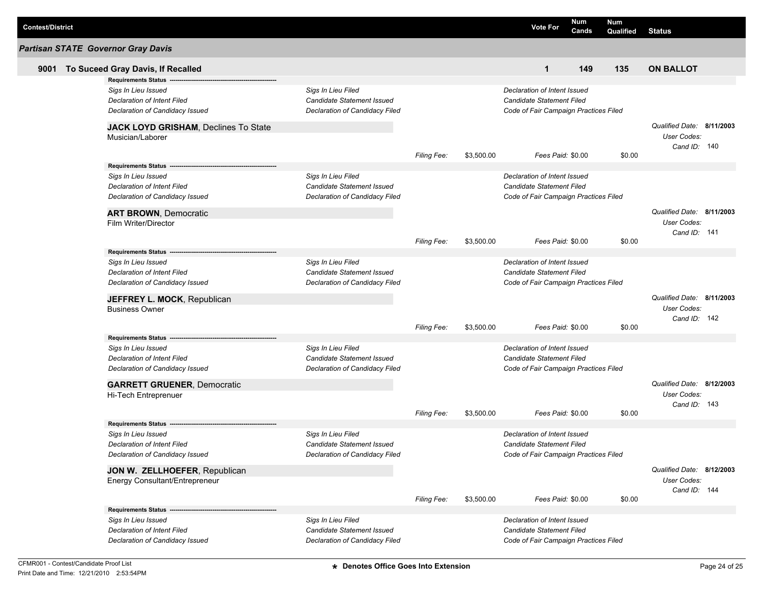| Contest/District | Vote For | Num Cands | Num Qualified | Status |
|---|---|---|---|---|

## Partisan STATE Governor Gray Davis

| | Vote For | Num Cands | Num Qualified | Status |
|---|---|---|---|---|
| **9001 To Suceed Gray Davis, If Recalled** | **1** | **149** | **135** | **ON BALLOT** |

**Requirements Status** -------------------------------------------------------

| | | |
|---|---|---|
| *Sigs In Lieu Issued* | *Sigs In Lieu Filed* | *Declaration of Intent Issued* |
| *Declaration of Intent Filed* | *Candidate Statement Issued* | *Candidate Statement Filed* |
| *Declaration of Candidacy Issued* | *Declaration of Candidacy Filed* | *Code of Fair Campaign Practices Filed* |

**JACK LOYD GRISHAM**, Declines To State
Musician/Laborer

*Qualified Date:* **8/11/2003**
*User Codes:*
*Cand ID:* 140

*Filing Fee:* $3,500.00 *Fees Paid:* $0.00 $0.00

**Requirements Status** -------------------------------------------------------

| | | |
|---|---|---|
| *Sigs In Lieu Issued* | *Sigs In Lieu Filed* | *Declaration of Intent Issued* |
| *Declaration of Intent Filed* | *Candidate Statement Issued* | *Candidate Statement Filed* |
| *Declaration of Candidacy Issued* | *Declaration of Candidacy Filed* | *Code of Fair Campaign Practices Filed* |

**ART BROWN**, Democratic
Film Writer/Director

*Qualified Date:* **8/11/2003**
*User Codes:*
*Cand ID:* 141

*Filing Fee:* $3,500.00 *Fees Paid:* $0.00 $0.00

**Requirements Status** -------------------------------------------------------

| | | |
|---|---|---|
| *Sigs In Lieu Issued* | *Sigs In Lieu Filed* | *Declaration of Intent Issued* |
| *Declaration of Intent Filed* | *Candidate Statement Issued* | *Candidate Statement Filed* |
| *Declaration of Candidacy Issued* | *Declaration of Candidacy Filed* | *Code of Fair Campaign Practices Filed* |

**JEFFREY L. MOCK**, Republican
Business Owner

*Qualified Date:* **8/11/2003**
*User Codes:*
*Cand ID:* 142

*Filing Fee:* $3,500.00 *Fees Paid:* $0.00 $0.00

**Requirements Status** -------------------------------------------------------

| | | |
|---|---|---|
| *Sigs In Lieu Issued* | *Sigs In Lieu Filed* | *Declaration of Intent Issued* |
| *Declaration of Intent Filed* | *Candidate Statement Issued* | *Candidate Statement Filed* |
| *Declaration of Candidacy Issued* | *Declaration of Candidacy Filed* | *Code of Fair Campaign Practices Filed* |

**GARRETT GRUENER**, Democratic
Hi-Tech Entreprenuer

*Qualified Date:* **8/12/2003**
*User Codes:*
*Cand ID:* 143

*Filing Fee:* $3,500.00 *Fees Paid:* $0.00 $0.00

**Requirements Status** -------------------------------------------------------

| | | |
|---|---|---|
| *Sigs In Lieu Issued* | *Sigs In Lieu Filed* | *Declaration of Intent Issued* |
| *Declaration of Intent Filed* | *Candidate Statement Issued* | *Candidate Statement Filed* |
| *Declaration of Candidacy Issued* | *Declaration of Candidacy Filed* | *Code of Fair Campaign Practices Filed* |

**JON W. ZELLHOEFER**, Republican
Energy Consultant/Entrepreneur

*Qualified Date:* **8/12/2003**
*User Codes:*
*Cand ID:* 144

*Filing Fee:* $3,500.00 *Fees Paid:* $0.00 $0.00

**Requirements Status** -------------------------------------------------------

| | | |
|---|---|---|
| *Sigs In Lieu Issued* | *Sigs In Lieu Filed* | *Declaration of Intent Issued* |
| *Declaration of Intent Filed* | *Candidate Statement Issued* | *Candidate Statement Filed* |
| *Declaration of Candidacy Issued* | *Declaration of Candidacy Filed* | *Code of Fair Campaign Practices Filed* |

CFMR001 - Contest/Candidate Proof List
Print Date and Time: 12/21/2010 2:53:54PM

**★ Denotes Office Goes Into Extension**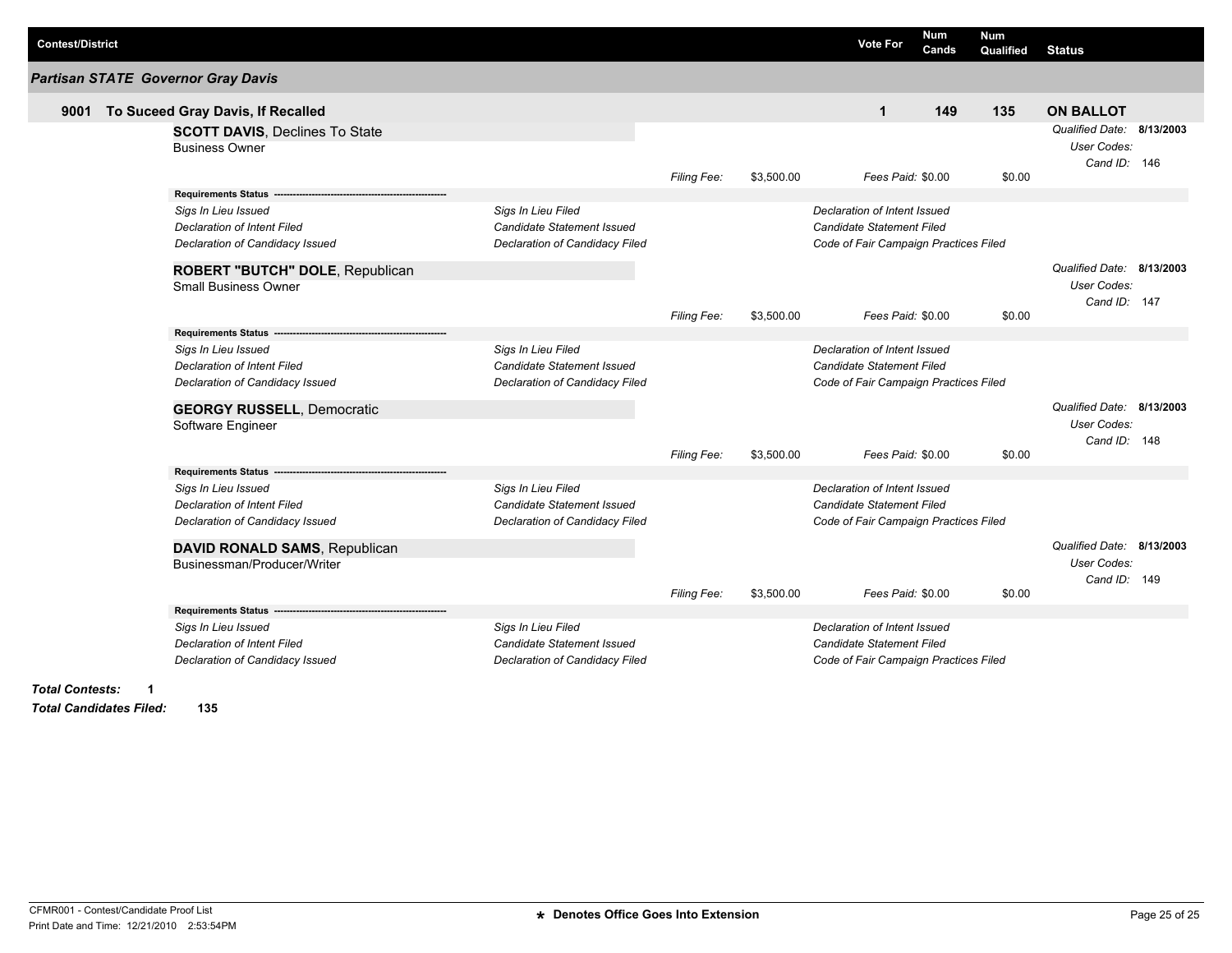| Contest/District | | | | Vote For | Num Cands | Num Qualified | Status |
|---|---|---|---|---|---|---|---|

***Partisan STATE Governor Gray Davis***

| | | | | Vote For | Num Cands | Num Qualified | Status |
|---|---|---|---|---|---|---|---|
| **9001** | **To Suceed Gray Davis, If Recalled** | | | **1** | **149** | **135** | **ON BALLOT** |

**SCOTT DAVIS**, Declines To State
Business Owner

*Qualified Date:* **8/13/2003**
*User Codes:*
*Cand ID:* 146

*Filing Fee:* $3,500.00 *Fees Paid:* $0.00 $0.00

**Requirements Status**

| | | |
|---|---|---|
| *Sigs In Lieu Issued* | *Sigs In Lieu Filed* | *Declaration of Intent Issued* |
| *Declaration of Intent Filed* | *Candidate Statement Issued* | *Candidate Statement Filed* |
| *Declaration of Candidacy Issued* | *Declaration of Candidacy Filed* | *Code of Fair Campaign Practices Filed* |

**ROBERT "BUTCH" DOLE**, Republican
Small Business Owner

*Qualified Date:* **8/13/2003**
*User Codes:*
*Cand ID:* 147

*Filing Fee:* $3,500.00 *Fees Paid:* $0.00 $0.00

**Requirements Status**

| | | |
|---|---|---|
| *Sigs In Lieu Issued* | *Sigs In Lieu Filed* | *Declaration of Intent Issued* |
| *Declaration of Intent Filed* | *Candidate Statement Issued* | *Candidate Statement Filed* |
| *Declaration of Candidacy Issued* | *Declaration of Candidacy Filed* | *Code of Fair Campaign Practices Filed* |

**GEORGY RUSSELL**, Democratic
Software Engineer

*Qualified Date:* **8/13/2003**
*User Codes:*
*Cand ID:* 148

*Filing Fee:* $3,500.00 *Fees Paid:* $0.00 $0.00

**Requirements Status**

| | | |
|---|---|---|
| *Sigs In Lieu Issued* | *Sigs In Lieu Filed* | *Declaration of Intent Issued* |
| *Declaration of Intent Filed* | *Candidate Statement Issued* | *Candidate Statement Filed* |
| *Declaration of Candidacy Issued* | *Declaration of Candidacy Filed* | *Code of Fair Campaign Practices Filed* |

**DAVID RONALD SAMS**, Republican
Businessman/Producer/Writer

*Qualified Date:* **8/13/2003**
*User Codes:*
*Cand ID:* 149

*Filing Fee:* $3,500.00 *Fees Paid:* $0.00 $0.00

**Requirements Status**

| | | |
|---|---|---|
| *Sigs In Lieu Issued* | *Sigs In Lieu Filed* | *Declaration of Intent Issued* |
| *Declaration of Intent Filed* | *Candidate Statement Issued* | *Candidate Statement Filed* |
| *Declaration of Candidacy Issued* | *Declaration of Candidacy Filed* | *Code of Fair Campaign Practices Filed* |

***Total Contests:*** **1**
***Total Candidates Filed:*** **135**

CFMR001 - Contest/Candidate Proof List
Print Date and Time: 12/21/2010 2:53:54PM

**\* Denotes Office Goes Into Extension**